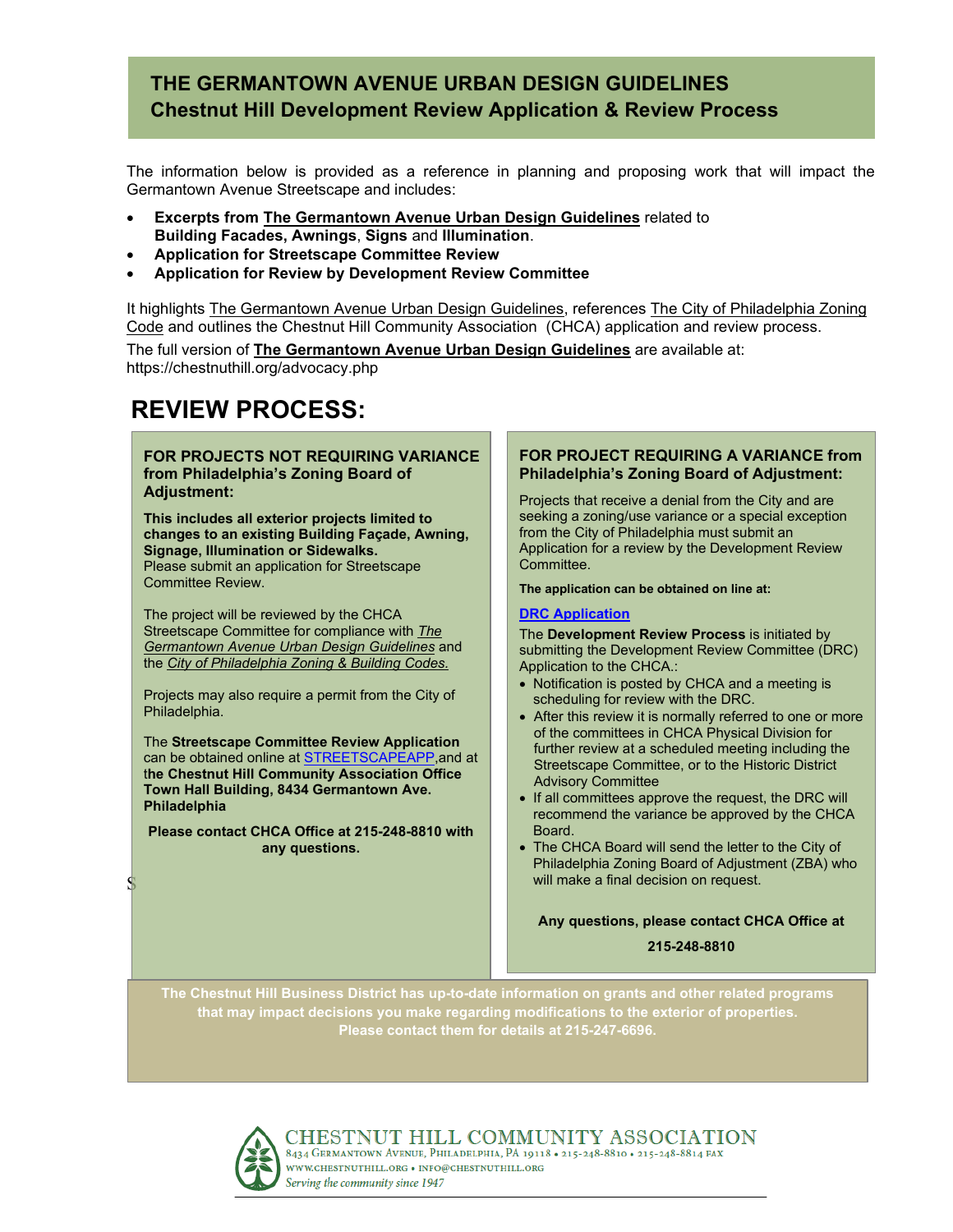# THE GERMANTOWN AVENUE URBAN DESIGN GUIDELINES

## Chestnut Hill Development Review Application & Review Process

The information below is provided as a reference in planning and proposing work that will impact the Germantown Avenue Streetscape and includes:

- **Excerpts from The Germantown Avenue Urban Design Guidelines** related to **Building Facades, Awnings**, **Signs** and **Illumination**.
- **Application for Streetscape Committee Review**
- **Application for Review by Development Review Committee**

It highlights The Germantown Avenue Urban Design Guidelines, references The City of Philadelphia Zoning Code and outlines the Chestnut Hill Community Association (CHCA) application and review process.

The full version of **The Germantown Avenue Urban Design Guidelines** are available at: https://chestnuthill.org/advocacy.php

# REVIEW PROCESS:

### FOR PROJECTS NOT REQUIRING VARIANCE from Philadelphia's Zoning Board of Adjustment:

**This includes all exterior projects limited to changes to an existing Building Façade, Awning, Signage, Illumination or Sidewalks.**
Please submit an application for Streetscape Committee Review.

The project will be reviewed by the CHCA Streetscape Committee for compliance with *The Germantown Avenue Urban Design Guidelines* and the *City of Philadelphia Zoning & Building Codes.*

Projects may also require a permit from the City of Philadelphia.

The **Streetscape Committee Review Application** can be obtained online at STREETSCAPEAPP,and at the **Chestnut Hill Community Association Office Town Hall Building, 8434 Germantown Ave. Philadelphia**

**Please contact CHCA Office at 215-248-8810 with any questions.**

S

### FOR PROJECT REQUIRING A VARIANCE from Philadelphia's Zoning Board of Adjustment:

Projects that receive a denial from the City and are seeking a zoning/use variance or a special exception from the City of Philadelphia must submit an Application for a review by the Development Review Committee.

**The application can be obtained on line at:**

**DRC Application**

The **Development Review Process** is initiated by submitting the Development Review Committee (DRC) Application to the CHCA.:

- Notification is posted by CHCA and a meeting is scheduling for review with the DRC.
- After this review it is normally referred to one or more of the committees in CHCA Physical Division for further review at a scheduled meeting including the Streetscape Committee, or to the Historic District Advisory Committee
- If all committees approve the request, the DRC will recommend the variance be approved by the CHCA Board.
- The CHCA Board will send the letter to the City of Philadelphia Zoning Board of Adjustment (ZBA) who will make a final decision on request.

**Any questions, please contact CHCA Office at 215-248-8810**

**The Chestnut Hill Business District has up-to-date information on grants and other related programs that may impact decisions you make regarding modifications to the exterior of properties. Please contact them for details at 215-247-6696.**

CHESTNUT HILL COMMUNITY ASSOCIATION
8434 Germantown Avenue, Philadelphia, PA 19118 • 215-248-8810 • 215-248-8814 fax
www.chestnuthill.org • info@chestnuthill.org
*Serving the community since 1947*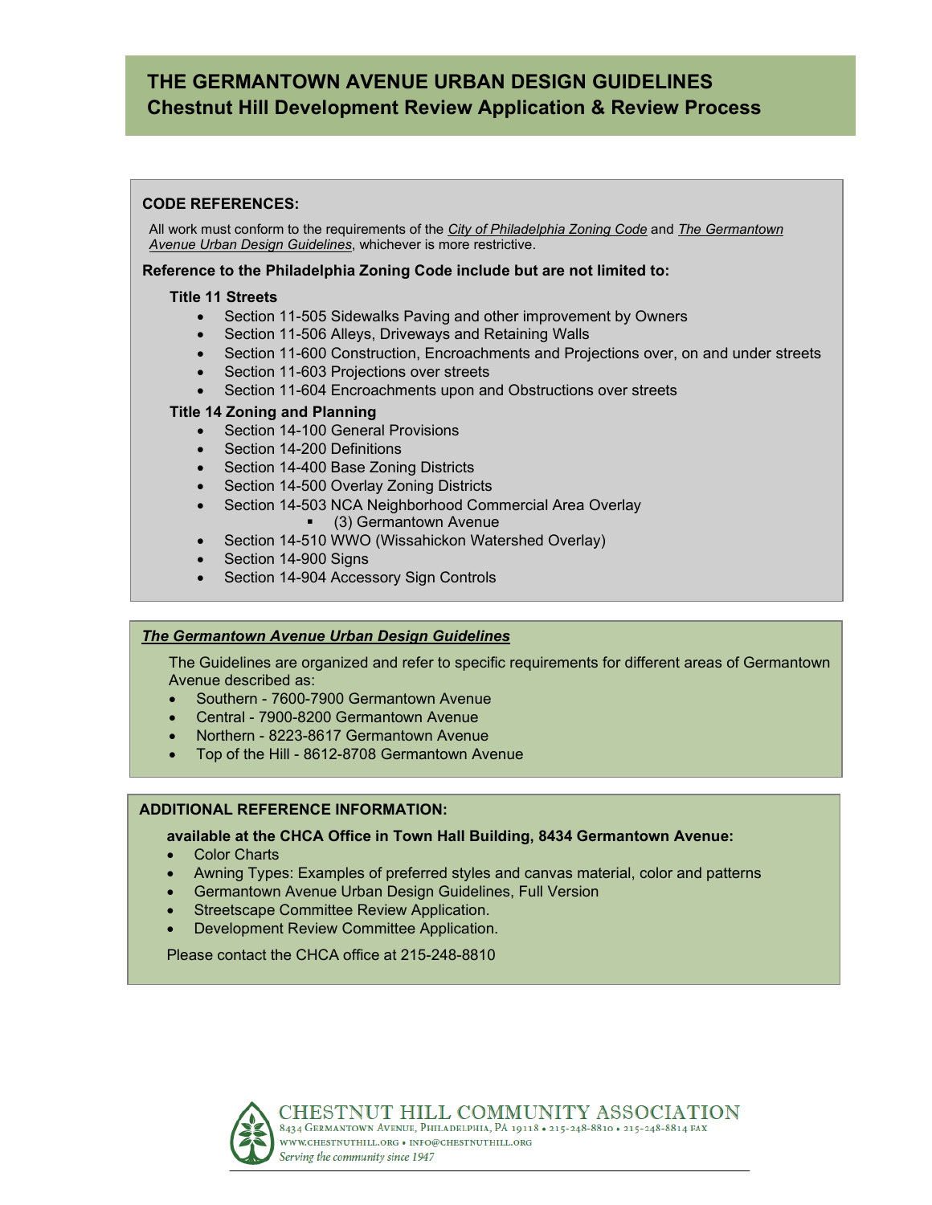# THE GERMANTOWN AVENUE URBAN DESIGN GUIDELINES
## Chestnut Hill Development Review Application & Review Process

**CODE REFERENCES:**

All work must conform to the requirements of the *City of Philadelphia Zoning Code* and *The Germantown Avenue Urban Design Guidelines*, whichever is more restrictive.

**Reference to the Philadelphia Zoning Code include but are not limited to:**

**Title 11 Streets**

- Section 11-505 Sidewalks Paving and other improvement by Owners
- Section 11-506 Alleys, Driveways and Retaining Walls
- Section 11-600 Construction, Encroachments and Projections over, on and under streets
- Section 11-603 Projections over streets
- Section 11-604 Encroachments upon and Obstructions over streets

**Title 14 Zoning and Planning**

- Section 14-100 General Provisions
- Section 14-200 Definitions
- Section 14-400 Base Zoning Districts
- Section 14-500 Overlay Zoning Districts
- Section 14-503 NCA Neighborhood Commercial Area Overlay
  - (3) Germantown Avenue
- Section 14-510 WWO (Wissahickon Watershed Overlay)
- Section 14-900 Signs
- Section 14-904 Accessory Sign Controls

***The Germantown Avenue Urban Design Guidelines***

The Guidelines are organized and refer to specific requirements for different areas of Germantown Avenue described as:

- Southern - 7600-7900 Germantown Avenue
- Central - 7900-8200 Germantown Avenue
- Northern - 8223-8617 Germantown Avenue
- Top of the Hill - 8612-8708 Germantown Avenue

**ADDITIONAL REFERENCE INFORMATION:**

**available at the CHCA Office in Town Hall Building, 8434 Germantown Avenue:**

- Color Charts
- Awning Types: Examples of preferred styles and canvas material, color and patterns
- Germantown Avenue Urban Design Guidelines, Full Version
- Streetscape Committee Review Application.
- Development Review Committee Application.

Please contact the CHCA office at 215-248-8810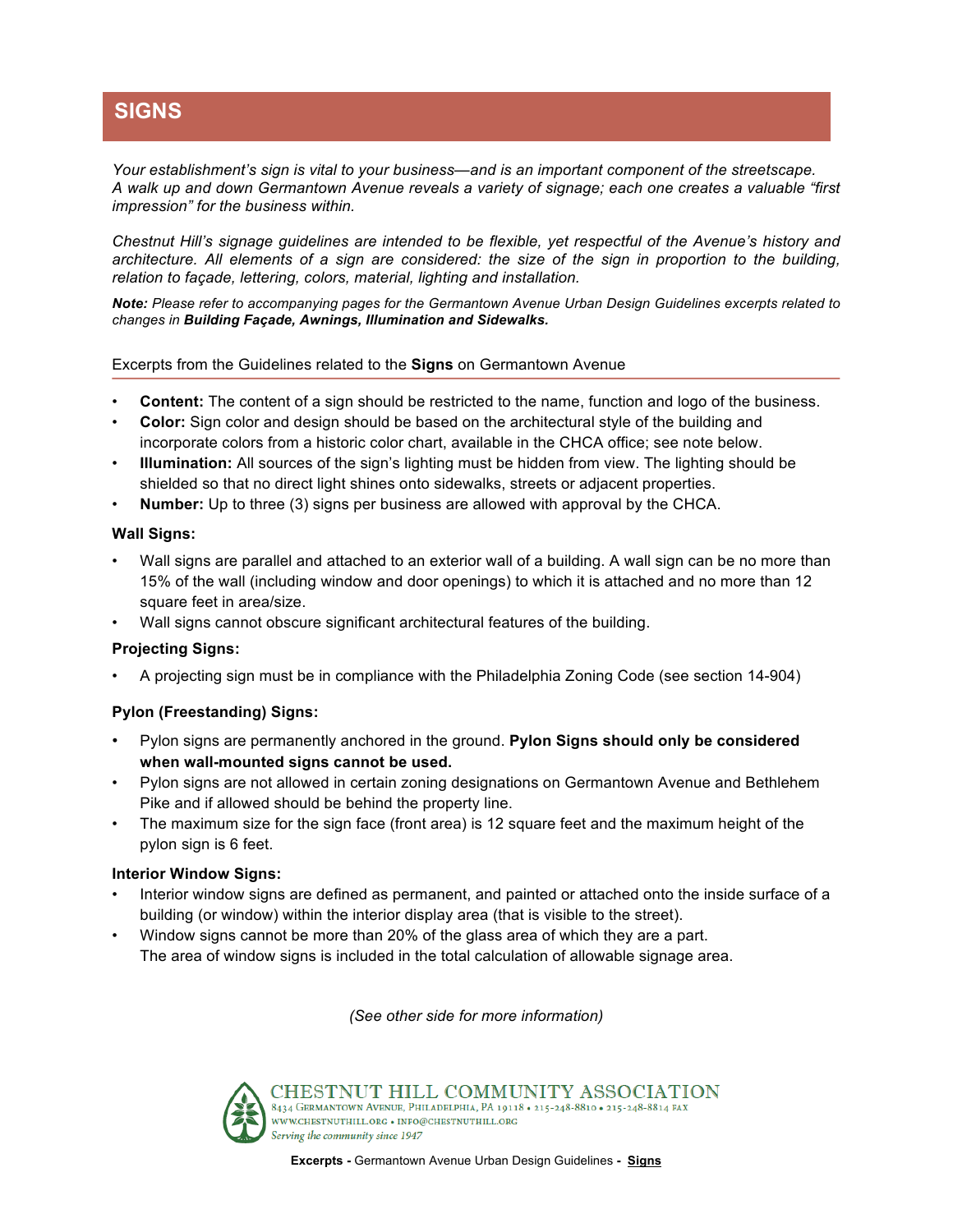# SIGNS

*Your establishment's sign is vital to your business—and is an important component of the streetscape. A walk up and down Germantown Avenue reveals a variety of signage; each one creates a valuable "first impression" for the business within.*

*Chestnut Hill's signage guidelines are intended to be flexible, yet respectful of the Avenue's history and architecture. All elements of a sign are considered: the size of the sign in proportion to the building, relation to façade, lettering, colors, material, lighting and installation.*

***Note:*** *Please refer to accompanying pages for the Germantown Avenue Urban Design Guidelines excerpts related to changes in* ***Building Façade, Awnings, Illumination and Sidewalks.***

Excerpts from the Guidelines related to the **Signs** on Germantown Avenue

- **Content:** The content of a sign should be restricted to the name, function and logo of the business.
- **Color:** Sign color and design should be based on the architectural style of the building and incorporate colors from a historic color chart, available in the CHCA office; see note below.
- **Illumination:** All sources of the sign's lighting must be hidden from view. The lighting should be shielded so that no direct light shines onto sidewalks, streets or adjacent properties.
- **Number:** Up to three (3) signs per business are allowed with approval by the CHCA.

### Wall Signs:

- Wall signs are parallel and attached to an exterior wall of a building. A wall sign can be no more than 15% of the wall (including window and door openings) to which it is attached and no more than 12 square feet in area/size.
- Wall signs cannot obscure significant architectural features of the building.

### Projecting Signs:

- A projecting sign must be in compliance with the Philadelphia Zoning Code (see section 14-904)

### Pylon (Freestanding) Signs:

- Pylon signs are permanently anchored in the ground. **Pylon Signs should only be considered when wall-mounted signs cannot be used.**
- Pylon signs are not allowed in certain zoning designations on Germantown Avenue and Bethlehem Pike and if allowed should be behind the property line.
- The maximum size for the sign face (front area) is 12 square feet and the maximum height of the pylon sign is 6 feet.

### Interior Window Signs:

- Interior window signs are defined as permanent, and painted or attached onto the inside surface of a building (or window) within the interior display area (that is visible to the street).
- Window signs cannot be more than 20% of the glass area of which they are a part. The area of window signs is included in the total calculation of allowable signage area.

*(See other side for more information)*

CHESTNUT HILL COMMUNITY ASSOCIATION
8434 Germantown Avenue, Philadelphia, PA 19118 • 215-248-8810 • 215-248-8814 fax
www.chestnuthill.org • info@chestnuthill.org
*Serving the community since 1947*

**Excerpts -** Germantown Avenue Urban Design Guidelines **- Signs**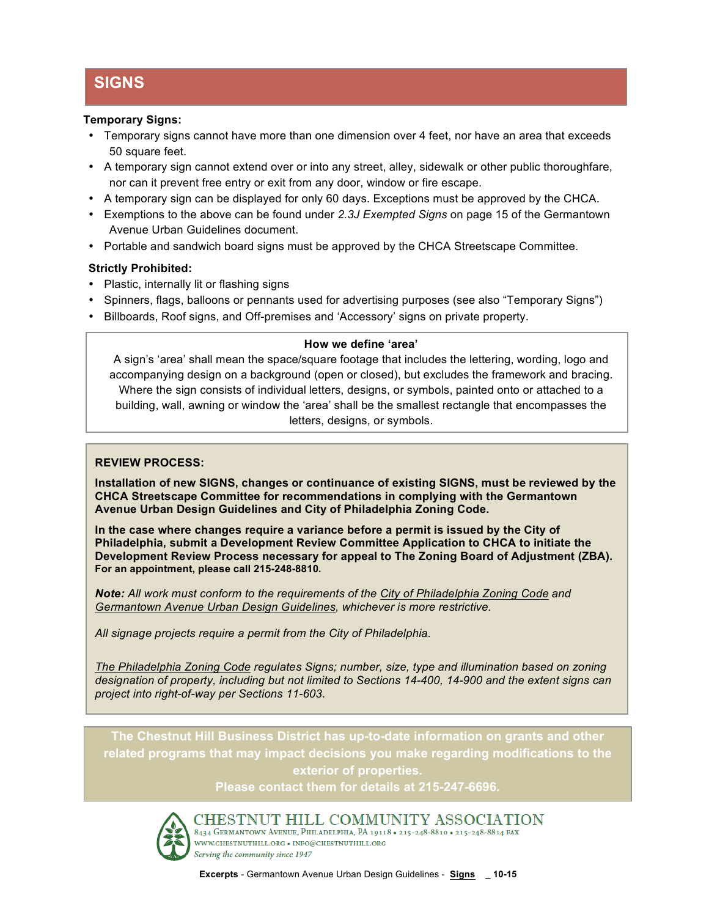# SIGNS

**Temporary Signs:**

- Temporary signs cannot have more than one dimension over 4 feet, nor have an area that exceeds 50 square feet.
- A temporary sign cannot extend over or into any street, alley, sidewalk or other public thoroughfare, nor can it prevent free entry or exit from any door, window or fire escape.
- A temporary sign can be displayed for only 60 days. Exceptions must be approved by the CHCA.
- Exemptions to the above can be found under *2.3J Exempted Signs* on page 15 of the Germantown Avenue Urban Guidelines document.
- Portable and sandwich board signs must be approved by the CHCA Streetscape Committee.

**Strictly Prohibited:**

- Plastic, internally lit or flashing signs
- Spinners, flags, balloons or pennants used for advertising purposes (see also "Temporary Signs")
- Billboards, Roof signs, and Off-premises and 'Accessory' signs on private property.

**How we define 'area'**

A sign's 'area' shall mean the space/square footage that includes the lettering, wording, logo and accompanying design on a background (open or closed), but excludes the framework and bracing. Where the sign consists of individual letters, designs, or symbols, painted onto or attached to a building, wall, awning or window the 'area' shall be the smallest rectangle that encompasses the letters, designs, or symbols.

**REVIEW PROCESS:**

**Installation of new SIGNS, changes or continuance of existing SIGNS, must be reviewed by the CHCA Streetscape Committee for recommendations in complying with the Germantown Avenue Urban Design Guidelines and City of Philadelphia Zoning Code.**

**In the case where changes require a variance before a permit is issued by the City of Philadelphia, submit a Development Review Committee Application to CHCA to initiate the Development Review Process necessary for appeal to The Zoning Board of Adjustment (ZBA). For an appointment, please call 215-248-8810.**

***Note:*** *All work must conform to the requirements of the City of Philadelphia Zoning Code and Germantown Avenue Urban Design Guidelines, whichever is more restrictive.*

*All signage projects require a permit from the City of Philadelphia.*

*The Philadelphia Zoning Code regulates Signs; number, size, type and illumination based on zoning designation of property, including but not limited to Sections 14-400, 14-900 and the extent signs can project into right-of-way per Sections 11-603.*

**The Chestnut Hill Business District has up-to-date information on grants and other related programs that may impact decisions you make regarding modifications to the exterior of properties.**
**Please contact them for details at 215-247-6696.**

CHESTNUT HILL COMMUNITY ASSOCIATION
8434 Germantown Avenue, Philadelphia, PA 19118 • 215-248-8810 • 215-248-8814 fax
www.chestnuthill.org • info@chestnuthill.org
*Serving the community since 1947*

**Excerpts** - Germantown Avenue Urban Design Guidelines - **Signs** _ **10-15**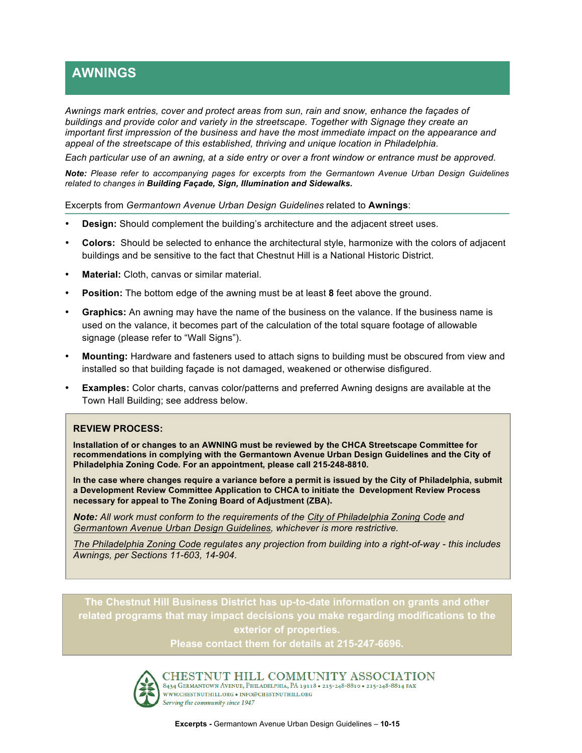# AWNINGS

*Awnings mark entries, cover and protect areas from sun, rain and snow, enhance the façades of buildings and provide color and variety in the streetscape. Together with Signage they create an important first impression of the business and have the most immediate impact on the appearance and appeal of the streetscape of this established, thriving and unique location in Philadelphia.*

*Each particular use of an awning, at a side entry or over a front window or entrance must be approved.*

***Note:*** *Please refer to accompanying pages for excerpts from the Germantown Avenue Urban Design Guidelines related to changes in* ***Building Façade, Sign, Illumination and Sidewalks.***

Excerpts from *Germantown Avenue Urban Design Guidelines* related to **Awnings**:

- **Design:** Should complement the building's architecture and the adjacent street uses.
- **Colors:** Should be selected to enhance the architectural style, harmonize with the colors of adjacent buildings and be sensitive to the fact that Chestnut Hill is a National Historic District.
- **Material:** Cloth, canvas or similar material.
- **Position:** The bottom edge of the awning must be at least **8** feet above the ground.
- **Graphics:** An awning may have the name of the business on the valance. If the business name is used on the valance, it becomes part of the calculation of the total square footage of allowable signage (please refer to "Wall Signs").
- **Mounting:** Hardware and fasteners used to attach signs to building must be obscured from view and installed so that building façade is not damaged, weakened or otherwise disfigured.
- **Examples:** Color charts, canvas color/patterns and preferred Awning designs are available at the Town Hall Building; see address below.

**REVIEW PROCESS:**

**Installation of or changes to an AWNING must be reviewed by the CHCA Streetscape Committee for recommendations in complying with the Germantown Avenue Urban Design Guidelines and the City of Philadelphia Zoning Code. For an appointment, please call 215-248-8810.**

**In the case where changes require a variance before a permit is issued by the City of Philadelphia, submit a Development Review Committee Application to CHCA to initiate the Development Review Process necessary for appeal to The Zoning Board of Adjustment (ZBA).**

***Note:*** *All work must conform to the requirements of the City of Philadelphia Zoning Code and Germantown Avenue Urban Design Guidelines, whichever is more restrictive.*

*The Philadelphia Zoning Code regulates any projection from building into a right-of-way - this includes Awnings, per Sections 11-603, 14-904.*

**The Chestnut Hill Business District has up-to-date information on grants and other related programs that may impact decisions you make regarding modifications to the exterior of properties.**
**Please contact them for details at 215-247-6696.**

CHESTNUT HILL COMMUNITY ASSOCIATION
8434 Germantown Avenue, Philadelphia, PA 19118 • 215-248-8810 • 215-248-8814 fax
www.chestnuthill.org • info@chestnuthill.org
*Serving the community since 1947*

**Excerpts -** Germantown Avenue Urban Design Guidelines – **10-15**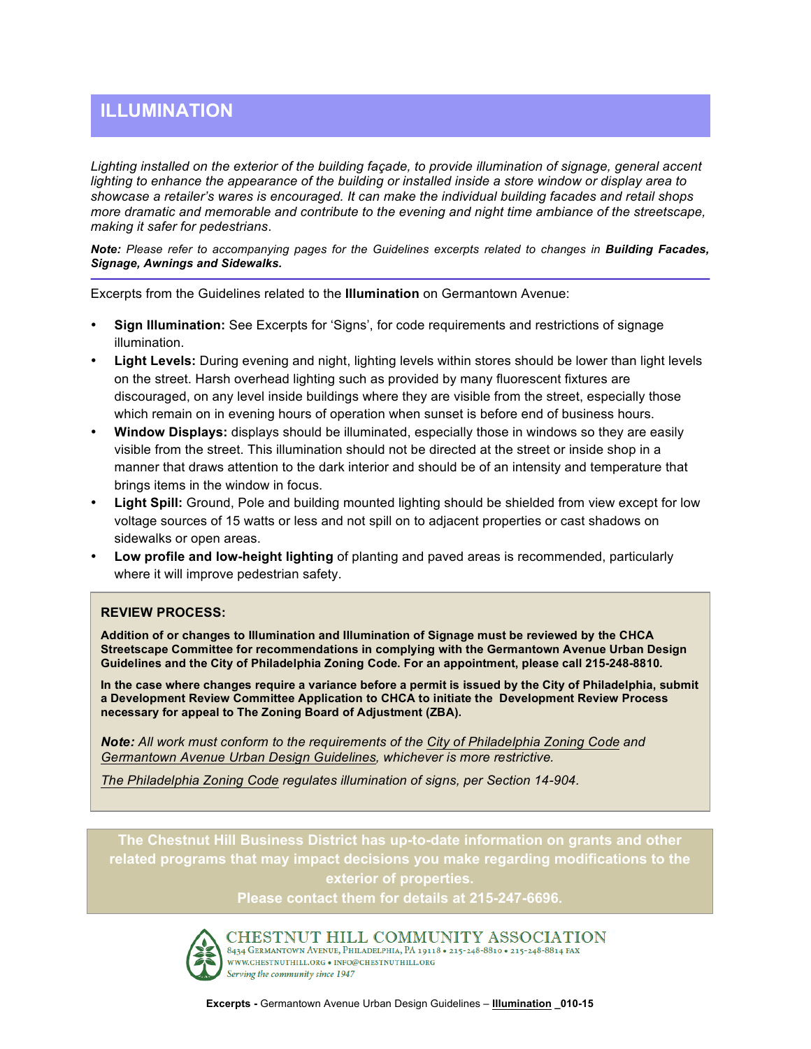# ILLUMINATION

*Lighting installed on the exterior of the building façade, to provide illumination of signage, general accent lighting to enhance the appearance of the building or installed inside a store window or display area to showcase a retailer's wares is encouraged. It can make the individual building facades and retail shops more dramatic and memorable and contribute to the evening and night time ambiance of the streetscape, making it safer for pedestrians*.

***Note:*** *Please refer to accompanying pages for the Guidelines excerpts related to changes in* ***Building Facades, Signage, Awnings and Sidewalks.***

---

Excerpts from the Guidelines related to the **Illumination** on Germantown Avenue:

- **Sign Illumination:** See Excerpts for 'Signs', for code requirements and restrictions of signage illumination.
- **Light Levels:** During evening and night, lighting levels within stores should be lower than light levels on the street. Harsh overhead lighting such as provided by many fluorescent fixtures are discouraged, on any level inside buildings where they are visible from the street, especially those which remain on in evening hours of operation when sunset is before end of business hours.
- **Window Displays:** displays should be illuminated, especially those in windows so they are easily visible from the street. This illumination should not be directed at the street or inside shop in a manner that draws attention to the dark interior and should be of an intensity and temperature that brings items in the window in focus.
- **Light Spill:** Ground, Pole and building mounted lighting should be shielded from view except for low voltage sources of 15 watts or less and not spill on to adjacent properties or cast shadows on sidewalks or open areas.
- **Low profile and low-height lighting** of planting and paved areas is recommended, particularly where it will improve pedestrian safety.

**REVIEW PROCESS:**

**Addition of or changes to Illumination and Illumination of Signage must be reviewed by the CHCA Streetscape Committee for recommendations in complying with the Germantown Avenue Urban Design Guidelines and the City of Philadelphia Zoning Code. For an appointment, please call 215-248-8810.**

**In the case where changes require a variance before a permit is issued by the City of Philadelphia, submit a Development Review Committee Application to CHCA to initiate the Development Review Process necessary for appeal to The Zoning Board of Adjustment (ZBA).**

***Note:*** *All work must conform to the requirements of the City of Philadelphia Zoning Code and Germantown Avenue Urban Design Guidelines, whichever is more restrictive.*

*The Philadelphia Zoning Code regulates illumination of signs, per Section 14-904.*

**The Chestnut Hill Business District has up-to-date information on grants and other related programs that may impact decisions you make regarding modifications to the exterior of properties.**
**Please contact them for details at 215-247-6696.**

CHESTNUT HILL COMMUNITY ASSOCIATION
8434 Germantown Avenue, Philadelphia, PA 19118 • 215-248-8810 • 215-248-8814 fax
www.chestnuthill.org • info@chestnuthill.org
*Serving the community since 1947*

**Excerpts -** Germantown Avenue Urban Design Guidelines – **Illumination** _010-15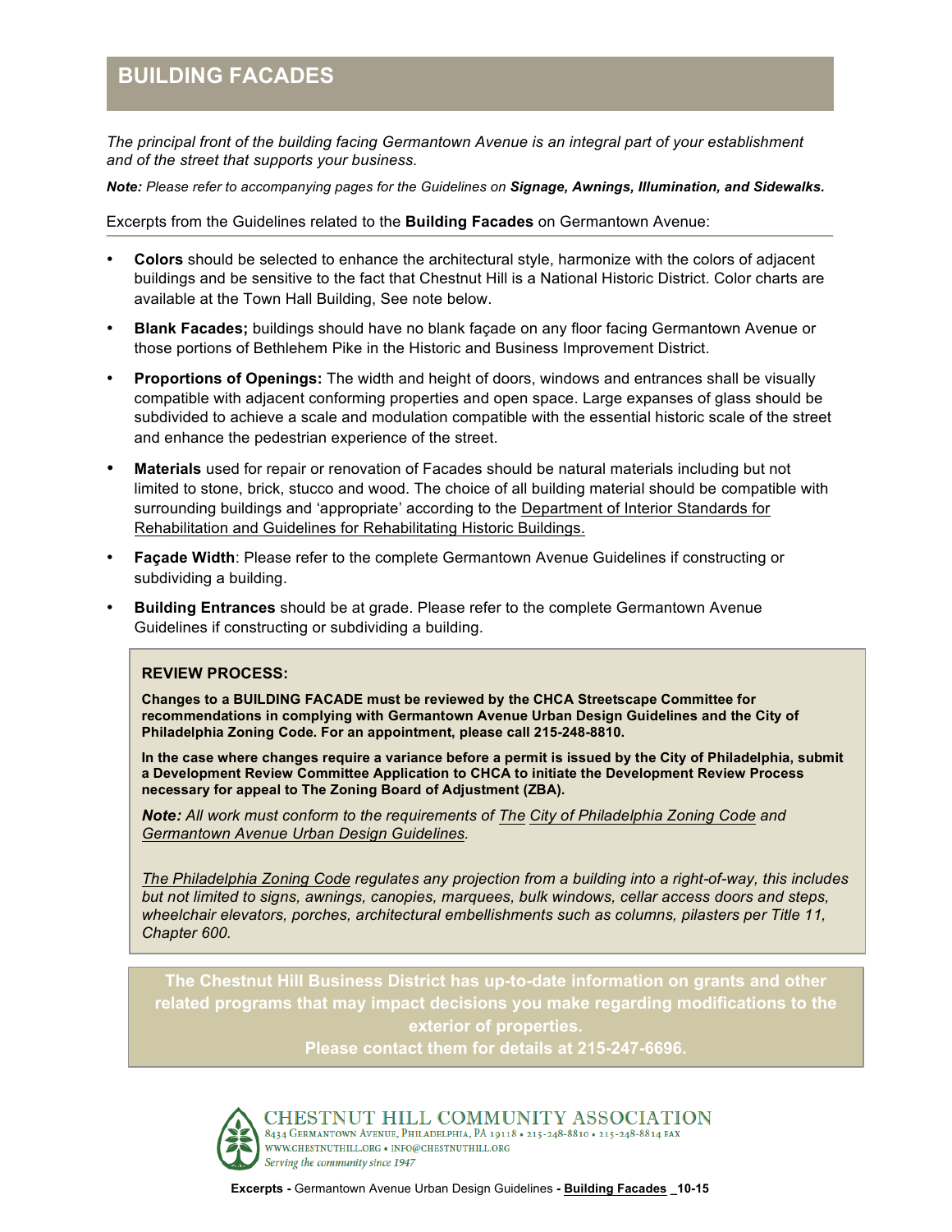# BUILDING FACADES

*The principal front of the building facing Germantown Avenue is an integral part of your establishment and of the street that supports your business.*

***Note:*** *Please refer to accompanying pages for the Guidelines on* ***Signage, Awnings, Illumination, and Sidewalks.***

Excerpts from the Guidelines related to the **Building Facades** on Germantown Avenue:

- **Colors** should be selected to enhance the architectural style, harmonize with the colors of adjacent buildings and be sensitive to the fact that Chestnut Hill is a National Historic District. Color charts are available at the Town Hall Building, See note below.
- **Blank Facades;** buildings should have no blank façade on any floor facing Germantown Avenue or those portions of Bethlehem Pike in the Historic and Business Improvement District.
- **Proportions of Openings:** The width and height of doors, windows and entrances shall be visually compatible with adjacent conforming properties and open space. Large expanses of glass should be subdivided to achieve a scale and modulation compatible with the essential historic scale of the street and enhance the pedestrian experience of the street.
- **Materials** used for repair or renovation of Facades should be natural materials including but not limited to stone, brick, stucco and wood. The choice of all building material should be compatible with surrounding buildings and 'appropriate' according to the Department of Interior Standards for Rehabilitation and Guidelines for Rehabilitating Historic Buildings.
- **Façade Width**: Please refer to the complete Germantown Avenue Guidelines if constructing or subdividing a building.
- **Building Entrances** should be at grade. Please refer to the complete Germantown Avenue Guidelines if constructing or subdividing a building.

**REVIEW PROCESS:**

**Changes to a BUILDING FACADE must be reviewed by the CHCA Streetscape Committee for recommendations in complying with Germantown Avenue Urban Design Guidelines and the City of Philadelphia Zoning Code. For an appointment, please call 215-248-8810.**

**In the case where changes require a variance before a permit is issued by the City of Philadelphia, submit a Development Review Committee Application to CHCA to initiate the Development Review Process necessary for appeal to The Zoning Board of Adjustment (ZBA).**

***Note:*** *All work must conform to the requirements of The City of Philadelphia Zoning Code and Germantown Avenue Urban Design Guidelines.*

*The Philadelphia Zoning Code regulates any projection from a building into a right-of-way, this includes but not limited to signs, awnings, canopies, marquees, bulk windows, cellar access doors and steps, wheelchair elevators, porches, architectural embellishments such as columns, pilasters per Title 11, Chapter 600.*

**The Chestnut Hill Business District has up-to-date information on grants and other related programs that may impact decisions you make regarding modifications to the exterior of properties.**
**Please contact them for details at 215-247-6696.**

CHESTNUT HILL COMMUNITY ASSOCIATION
8434 Germantown Avenue, Philadelphia, PA 19118 • 215-248-8810 • 215-248-8814 fax
www.chestnuthill.org • info@chestnuthill.org
*Serving the community since 1947*

**Excerpts -** Germantown Avenue Urban Design Guidelines **- Building Facades _10-15**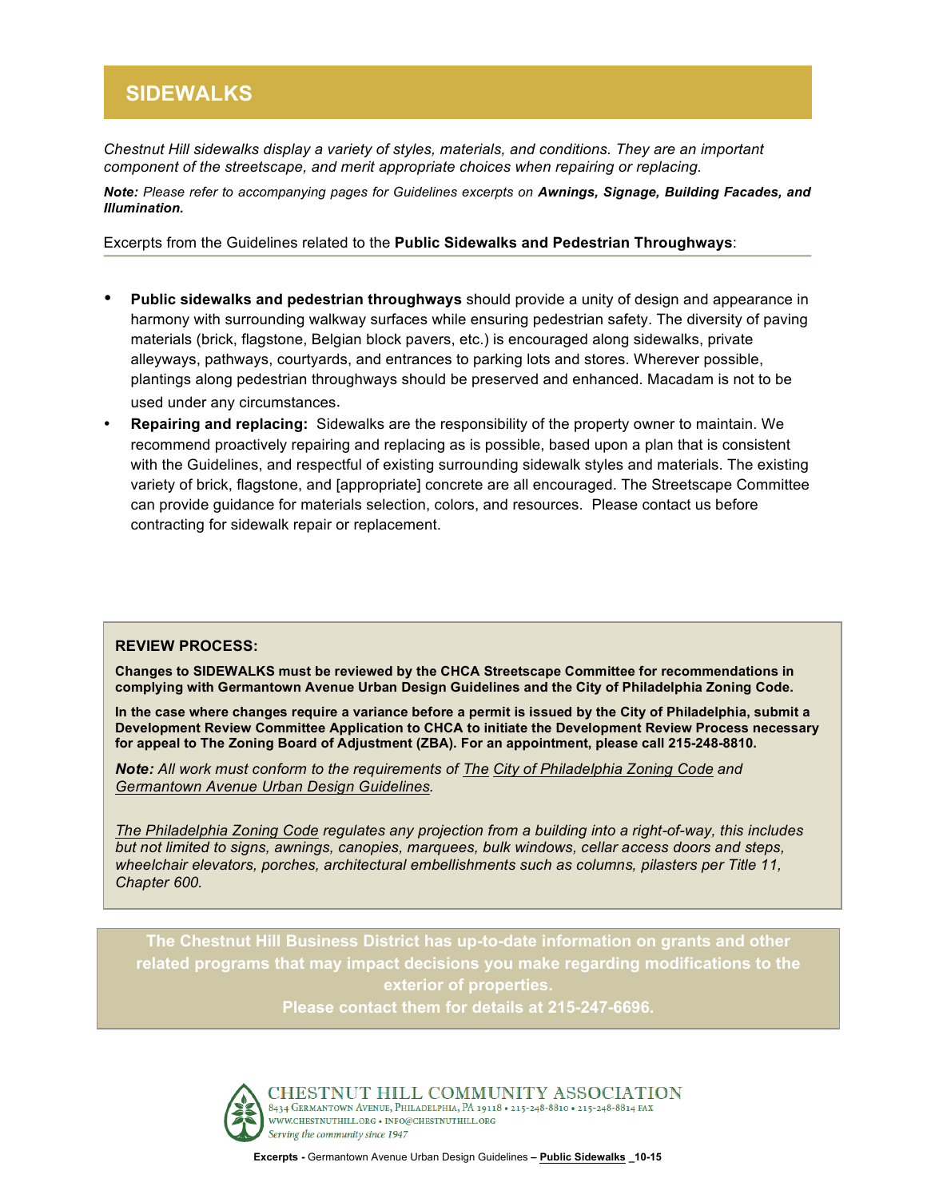## SIDEWALKS

*Chestnut Hill sidewalks display a variety of styles, materials, and conditions. They are an important component of the streetscape, and merit appropriate choices when repairing or replacing.*

***Note:*** *Please refer to accompanying pages for Guidelines excerpts on* ***Awnings, Signage, Building Facades, and Illumination.***

Excerpts from the Guidelines related to the **Public Sidewalks and Pedestrian Throughways**:

- **Public sidewalks and pedestrian throughways** should provide a unity of design and appearance in harmony with surrounding walkway surfaces while ensuring pedestrian safety. The diversity of paving materials (brick, flagstone, Belgian block pavers, etc.) is encouraged along sidewalks, private alleyways, pathways, courtyards, and entrances to parking lots and stores. Wherever possible, plantings along pedestrian throughways should be preserved and enhanced. Macadam is not to be used under any circumstances.
- **Repairing and replacing:** Sidewalks are the responsibility of the property owner to maintain. We recommend proactively repairing and replacing as is possible, based upon a plan that is consistent with the Guidelines, and respectful of existing surrounding sidewalk styles and materials. The existing variety of brick, flagstone, and [appropriate] concrete are all encouraged. The Streetscape Committee can provide guidance for materials selection, colors, and resources. Please contact us before contracting for sidewalk repair or replacement.

**REVIEW PROCESS:**

**Changes to SIDEWALKS must be reviewed by the CHCA Streetscape Committee for recommendations in complying with Germantown Avenue Urban Design Guidelines and the City of Philadelphia Zoning Code.**

**In the case where changes require a variance before a permit is issued by the City of Philadelphia, submit a Development Review Committee Application to CHCA to initiate the Development Review Process necessary for appeal to The Zoning Board of Adjustment (ZBA). For an appointment, please call 215-248-8810.**

***Note:*** *All work must conform to the requirements of The City of Philadelphia Zoning Code and Germantown Avenue Urban Design Guidelines.*

*The Philadelphia Zoning Code regulates any projection from a building into a right-of-way, this includes but not limited to signs, awnings, canopies, marquees, bulk windows, cellar access doors and steps, wheelchair elevators, porches, architectural embellishments such as columns, pilasters per Title 11, Chapter 600.*

**The Chestnut Hill Business District has up-to-date information on grants and other related programs that may impact decisions you make regarding modifications to the exterior of properties.**
**Please contact them for details at 215-247-6696.**

CHESTNUT HILL COMMUNITY ASSOCIATION
8434 Germantown Avenue, Philadelphia, PA 19118 • 215-248-8810 • 215-248-8814 fax
www.chestnuthill.org • info@chestnuthill.org
*Serving the community since 1947*

**Excerpts -** Germantown Avenue Urban Design Guidelines **– Public Sidewalks _10-15**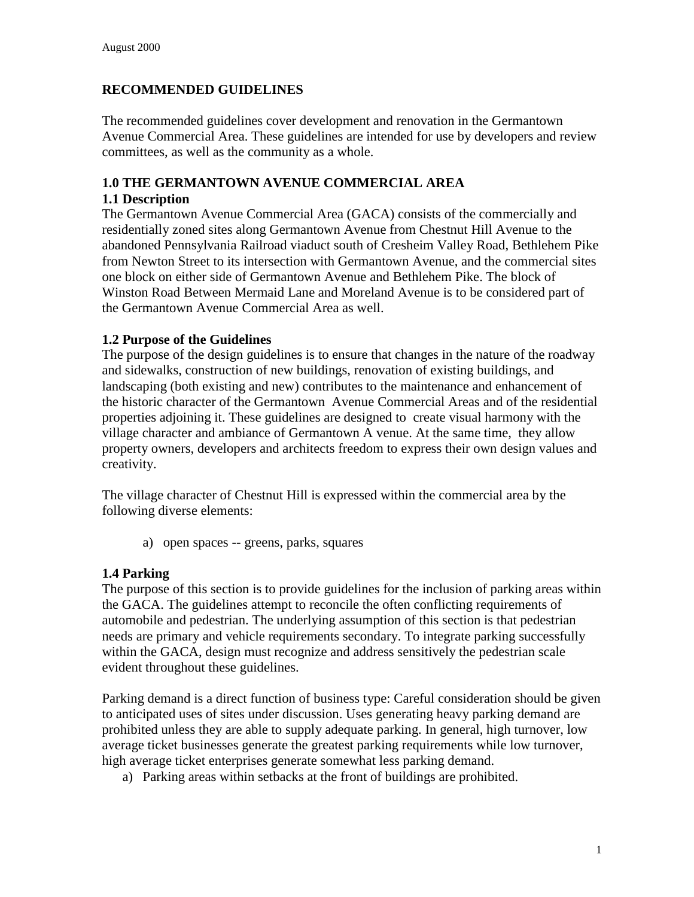# RECOMMENDED GUIDELINES

The recommended guidelines cover development and renovation in the Germantown Avenue Commercial Area. These guidelines are intended for use by developers and review committees, as well as the community as a whole.

## 1.0 THE GERMANTOWN AVENUE COMMERCIAL AREA

### 1.1 Description

The Germantown Avenue Commercial Area (GACA) consists of the commercially and residentially zoned sites along Germantown Avenue from Chestnut Hill Avenue to the abandoned Pennsylvania Railroad viaduct south of Cresheim Valley Road, Bethlehem Pike from Newton Street to its intersection with Germantown Avenue, and the commercial sites one block on either side of Germantown Avenue and Bethlehem Pike. The block of Winston Road Between Mermaid Lane and Moreland Avenue is to be considered part of the Germantown Avenue Commercial Area as well.

### 1.2 Purpose of the Guidelines

The purpose of the design guidelines is to ensure that changes in the nature of the roadway and sidewalks, construction of new buildings, renovation of existing buildings, and landscaping (both existing and new) contributes to the maintenance and enhancement of the historic character of the Germantown Avenue Commercial Areas and of the residential properties adjoining it. These guidelines are designed to create visual harmony with the village character and ambiance of Germantown A venue. At the same time, they allow property owners, developers and architects freedom to express their own design values and creativity.

The village character of Chestnut Hill is expressed within the commercial area by the following diverse elements:

a) open spaces -- greens, parks, squares

### 1.4 Parking

The purpose of this section is to provide guidelines for the inclusion of parking areas within the GACA. The guidelines attempt to reconcile the often conflicting requirements of automobile and pedestrian. The underlying assumption of this section is that pedestrian needs are primary and vehicle requirements secondary. To integrate parking successfully within the GACA, design must recognize and address sensitively the pedestrian scale evident throughout these guidelines.

Parking demand is a direct function of business type: Careful consideration should be given to anticipated uses of sites under discussion. Uses generating heavy parking demand are prohibited unless they are able to supply adequate parking. In general, high turnover, low average ticket businesses generate the greatest parking requirements while low turnover, high average ticket enterprises generate somewhat less parking demand.

a) Parking areas within setbacks at the front of buildings are prohibited.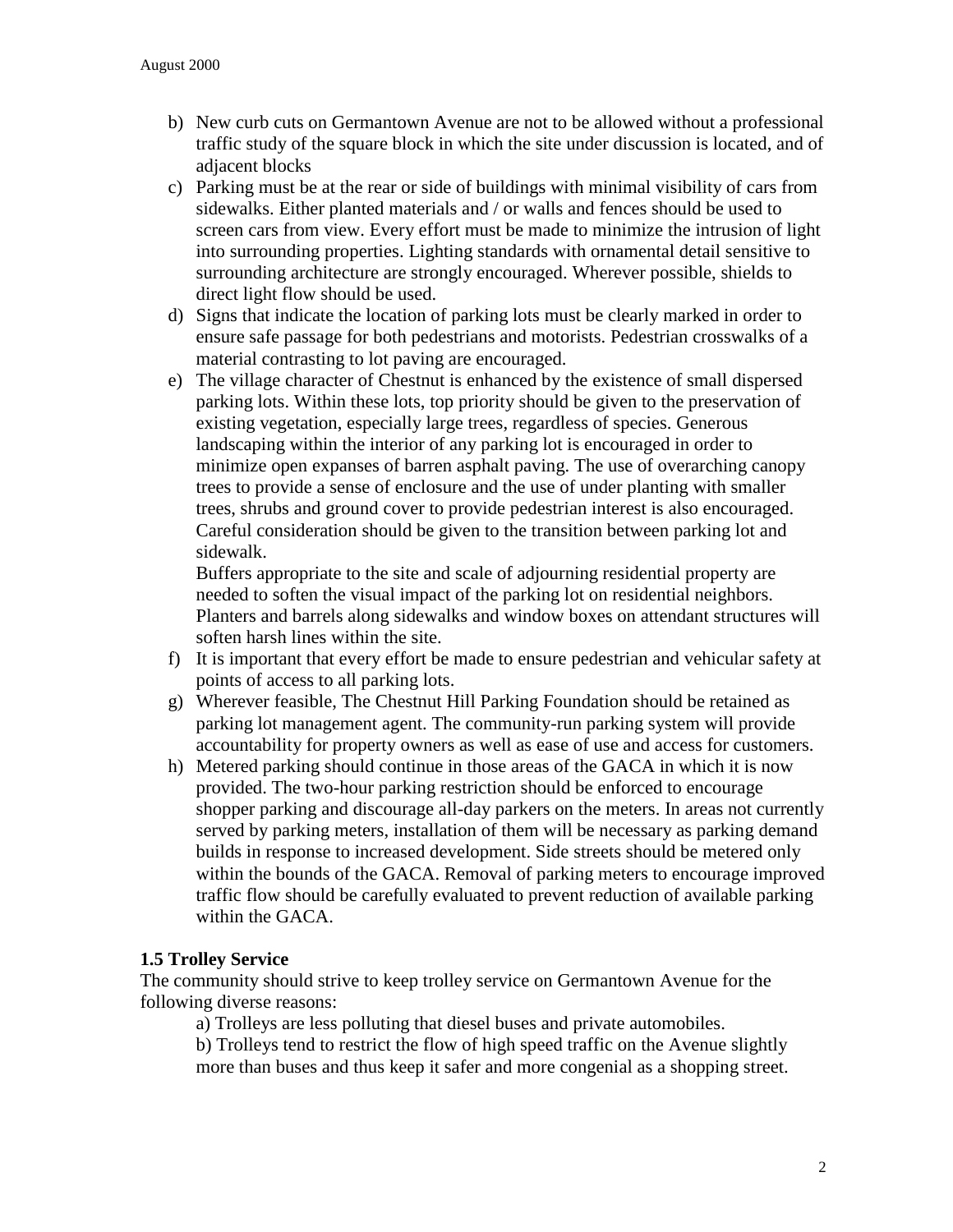b) New curb cuts on Germantown Avenue are not to be allowed without a professional traffic study of the square block in which the site under discussion is located, and of adjacent blocks

c) Parking must be at the rear or side of buildings with minimal visibility of cars from sidewalks. Either planted materials and / or walls and fences should be used to screen cars from view. Every effort must be made to minimize the intrusion of light into surrounding properties. Lighting standards with ornamental detail sensitive to surrounding architecture are strongly encouraged. Wherever possible, shields to direct light flow should be used.

d) Signs that indicate the location of parking lots must be clearly marked in order to ensure safe passage for both pedestrians and motorists. Pedestrian crosswalks of a material contrasting to lot paving are encouraged.

e) The village character of Chestnut is enhanced by the existence of small dispersed parking lots. Within these lots, top priority should be given to the preservation of existing vegetation, especially large trees, regardless of species. Generous landscaping within the interior of any parking lot is encouraged in order to minimize open expanses of barren asphalt paving. The use of overarching canopy trees to provide a sense of enclosure and the use of under planting with smaller trees, shrubs and ground cover to provide pedestrian interest is also encouraged. Careful consideration should be given to the transition between parking lot and sidewalk.

   Buffers appropriate to the site and scale of adjourning residential property are needed to soften the visual impact of the parking lot on residential neighbors. Planters and barrels along sidewalks and window boxes on attendant structures will soften harsh lines within the site.

f) It is important that every effort be made to ensure pedestrian and vehicular safety at points of access to all parking lots.

g) Wherever feasible, The Chestnut Hill Parking Foundation should be retained as parking lot management agent. The community-run parking system will provide accountability for property owners as well as ease of use and access for customers.

h) Metered parking should continue in those areas of the GACA in which it is now provided. The two-hour parking restriction should be enforced to encourage shopper parking and discourage all-day parkers on the meters. In areas not currently served by parking meters, installation of them will be necessary as parking demand builds in response to increased development. Side streets should be metered only within the bounds of the GACA. Removal of parking meters to encourage improved traffic flow should be carefully evaluated to prevent reduction of available parking within the GACA.

**1.5 Trolley Service**

The community should strive to keep trolley service on Germantown Avenue for the following diverse reasons:

a) Trolleys are less polluting that diesel buses and private automobiles.

b) Trolleys tend to restrict the flow of high speed traffic on the Avenue slightly more than buses and thus keep it safer and more congenial as a shopping street.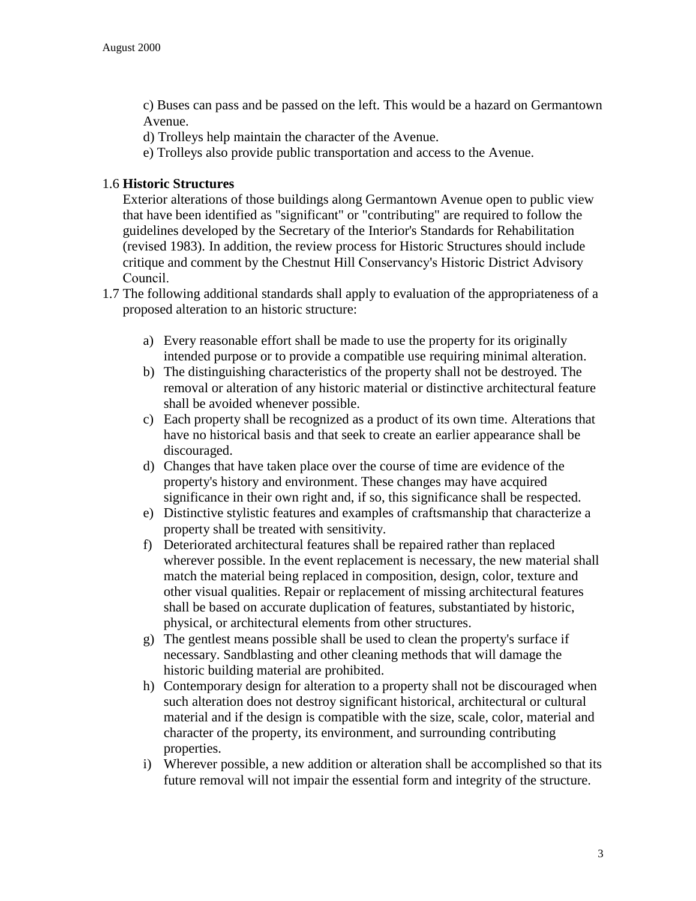c) Buses can pass and be passed on the left. This would be a hazard on Germantown Avenue.

d) Trolleys help maintain the character of the Avenue.

e) Trolleys also provide public transportation and access to the Avenue.

1.6 **Historic Structures**

Exterior alterations of those buildings along Germantown Avenue open to public view that have been identified as "significant" or "contributing" are required to follow the guidelines developed by the Secretary of the Interior's Standards for Rehabilitation (revised 1983). In addition, the review process for Historic Structures should include critique and comment by the Chestnut Hill Conservancy's Historic District Advisory Council.

1.7 The following additional standards shall apply to evaluation of the appropriateness of a proposed alteration to an historic structure:

a) Every reasonable effort shall be made to use the property for its originally intended purpose or to provide a compatible use requiring minimal alteration.
b) The distinguishing characteristics of the property shall not be destroyed. The removal or alteration of any historic material or distinctive architectural feature shall be avoided whenever possible.
c) Each property shall be recognized as a product of its own time. Alterations that have no historical basis and that seek to create an earlier appearance shall be discouraged.
d) Changes that have taken place over the course of time are evidence of the property's history and environment. These changes may have acquired significance in their own right and, if so, this significance shall be respected.
e) Distinctive stylistic features and examples of craftsmanship that characterize a property shall be treated with sensitivity.
f) Deteriorated architectural features shall be repaired rather than replaced wherever possible. In the event replacement is necessary, the new material shall match the material being replaced in composition, design, color, texture and other visual qualities. Repair or replacement of missing architectural features shall be based on accurate duplication of features, substantiated by historic, physical, or architectural elements from other structures.
g) The gentlest means possible shall be used to clean the property's surface if necessary. Sandblasting and other cleaning methods that will damage the historic building material are prohibited.
h) Contemporary design for alteration to a property shall not be discouraged when such alteration does not destroy significant historical, architectural or cultural material and if the design is compatible with the size, scale, color, material and character of the property, its environment, and surrounding contributing properties.
i) Wherever possible, a new addition or alteration shall be accomplished so that its future removal will not impair the essential form and integrity of the structure.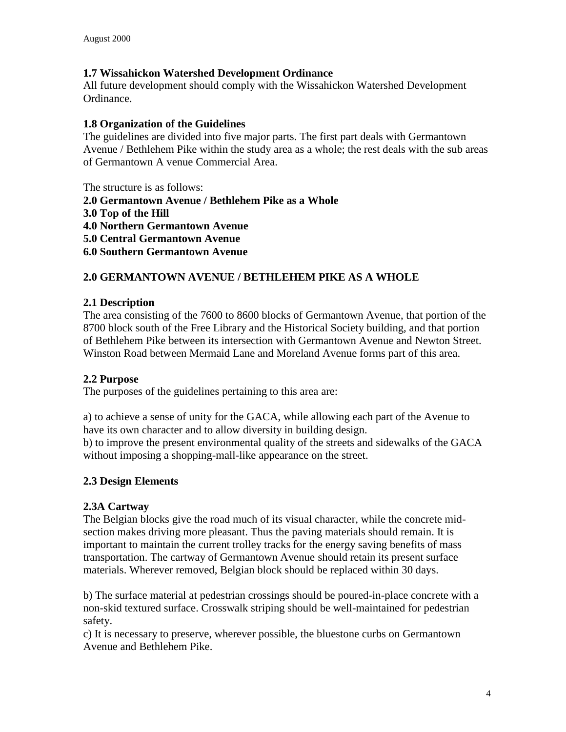### 1.7 Wissahickon Watershed Development Ordinance

All future development should comply with the Wissahickon Watershed Development Ordinance.

### 1.8 Organization of the Guidelines

The guidelines are divided into five major parts. The first part deals with Germantown Avenue / Bethlehem Pike within the study area as a whole; the rest deals with the sub areas of Germantown A venue Commercial Area.

The structure is as follows:

**2.0 Germantown Avenue / Bethlehem Pike as a Whole**
**3.0 Top of the Hill**
**4.0 Northern Germantown Avenue**
**5.0 Central Germantown Avenue**
**6.0 Southern Germantown Avenue**

## 2.0 GERMANTOWN AVENUE / BETHLEHEM PIKE AS A WHOLE

### 2.1 Description

The area consisting of the 7600 to 8600 blocks of Germantown Avenue, that portion of the 8700 block south of the Free Library and the Historical Society building, and that portion of Bethlehem Pike between its intersection with Germantown Avenue and Newton Street. Winston Road between Mermaid Lane and Moreland Avenue forms part of this area.

### 2.2 Purpose

The purposes of the guidelines pertaining to this area are:

a) to achieve a sense of unity for the GACA, while allowing each part of the Avenue to have its own character and to allow diversity in building design.
b) to improve the present environmental quality of the streets and sidewalks of the GACA without imposing a shopping-mall-like appearance on the street.

### 2.3 Design Elements

#### 2.3A Cartway

The Belgian blocks give the road much of its visual character, while the concrete mid-section makes driving more pleasant. Thus the paving materials should remain. It is important to maintain the current trolley tracks for the energy saving benefits of mass transportation. The cartway of Germantown Avenue should retain its present surface materials. Wherever removed, Belgian block should be replaced within 30 days.

b) The surface material at pedestrian crossings should be poured-in-place concrete with a non-skid textured surface. Crosswalk striping should be well-maintained for pedestrian safety.
c) It is necessary to preserve, wherever possible, the bluestone curbs on Germantown Avenue and Bethlehem Pike.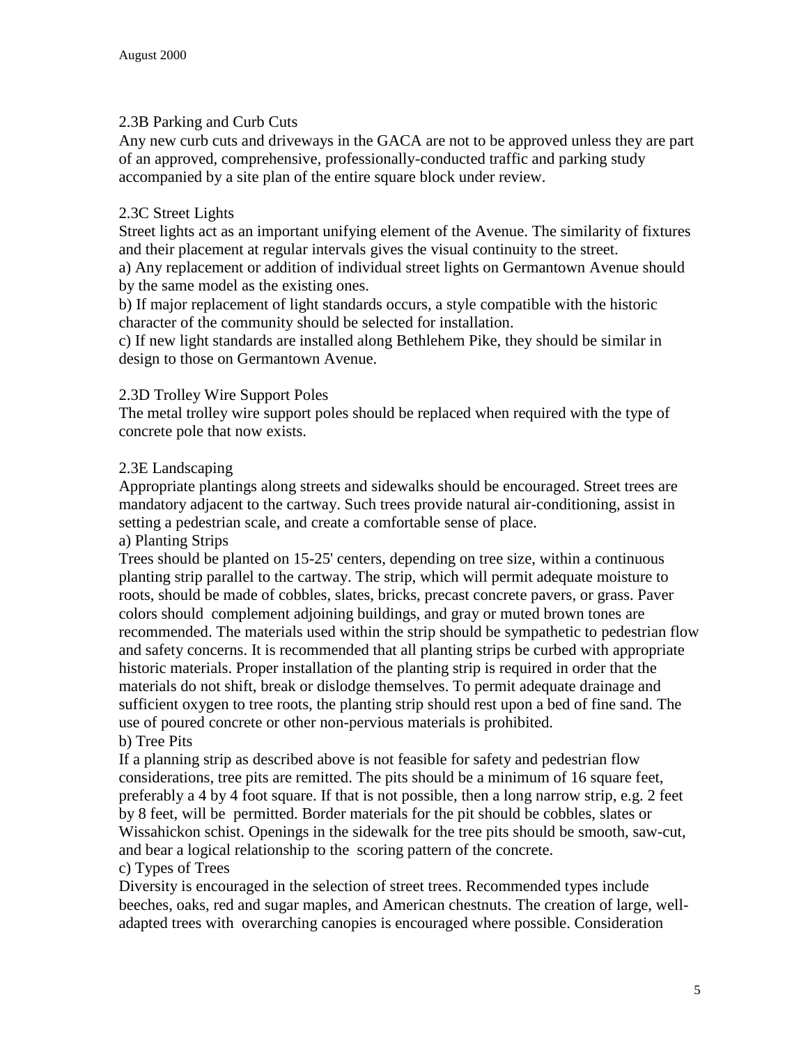### 2.3B Parking and Curb Cuts

Any new curb cuts and driveways in the GACA are not to be approved unless they are part of an approved, comprehensive, professionally-conducted traffic and parking study accompanied by a site plan of the entire square block under review.

### 2.3C Street Lights

Street lights act as an important unifying element of the Avenue. The similarity of fixtures and their placement at regular intervals gives the visual continuity to the street.

a) Any replacement or addition of individual street lights on Germantown Avenue should by the same model as the existing ones.

b) If major replacement of light standards occurs, a style compatible with the historic character of the community should be selected for installation.

c) If new light standards are installed along Bethlehem Pike, they should be similar in design to those on Germantown Avenue.

### 2.3D Trolley Wire Support Poles

The metal trolley wire support poles should be replaced when required with the type of concrete pole that now exists.

### 2.3E Landscaping

Appropriate plantings along streets and sidewalks should be encouraged. Street trees are mandatory adjacent to the cartway. Such trees provide natural air-conditioning, assist in setting a pedestrian scale, and create a comfortable sense of place.

a) Planting Strips

Trees should be planted on 15-25' centers, depending on tree size, within a continuous planting strip parallel to the cartway. The strip, which will permit adequate moisture to roots, should be made of cobbles, slates, bricks, precast concrete pavers, or grass. Paver colors should complement adjoining buildings, and gray or muted brown tones are recommended. The materials used within the strip should be sympathetic to pedestrian flow and safety concerns. It is recommended that all planting strips be curbed with appropriate historic materials. Proper installation of the planting strip is required in order that the materials do not shift, break or dislodge themselves. To permit adequate drainage and sufficient oxygen to tree roots, the planting strip should rest upon a bed of fine sand. The use of poured concrete or other non-pervious materials is prohibited.

b) Tree Pits

If a planning strip as described above is not feasible for safety and pedestrian flow considerations, tree pits are remitted. The pits should be a minimum of 16 square feet, preferably a 4 by 4 foot square. If that is not possible, then a long narrow strip, e.g. 2 feet by 8 feet, will be permitted. Border materials for the pit should be cobbles, slates or Wissahickon schist. Openings in the sidewalk for the tree pits should be smooth, saw-cut, and bear a logical relationship to the scoring pattern of the concrete.

c) Types of Trees

Diversity is encouraged in the selection of street trees. Recommended types include beeches, oaks, red and sugar maples, and American chestnuts. The creation of large, well-adapted trees with overarching canopies is encouraged where possible. Consideration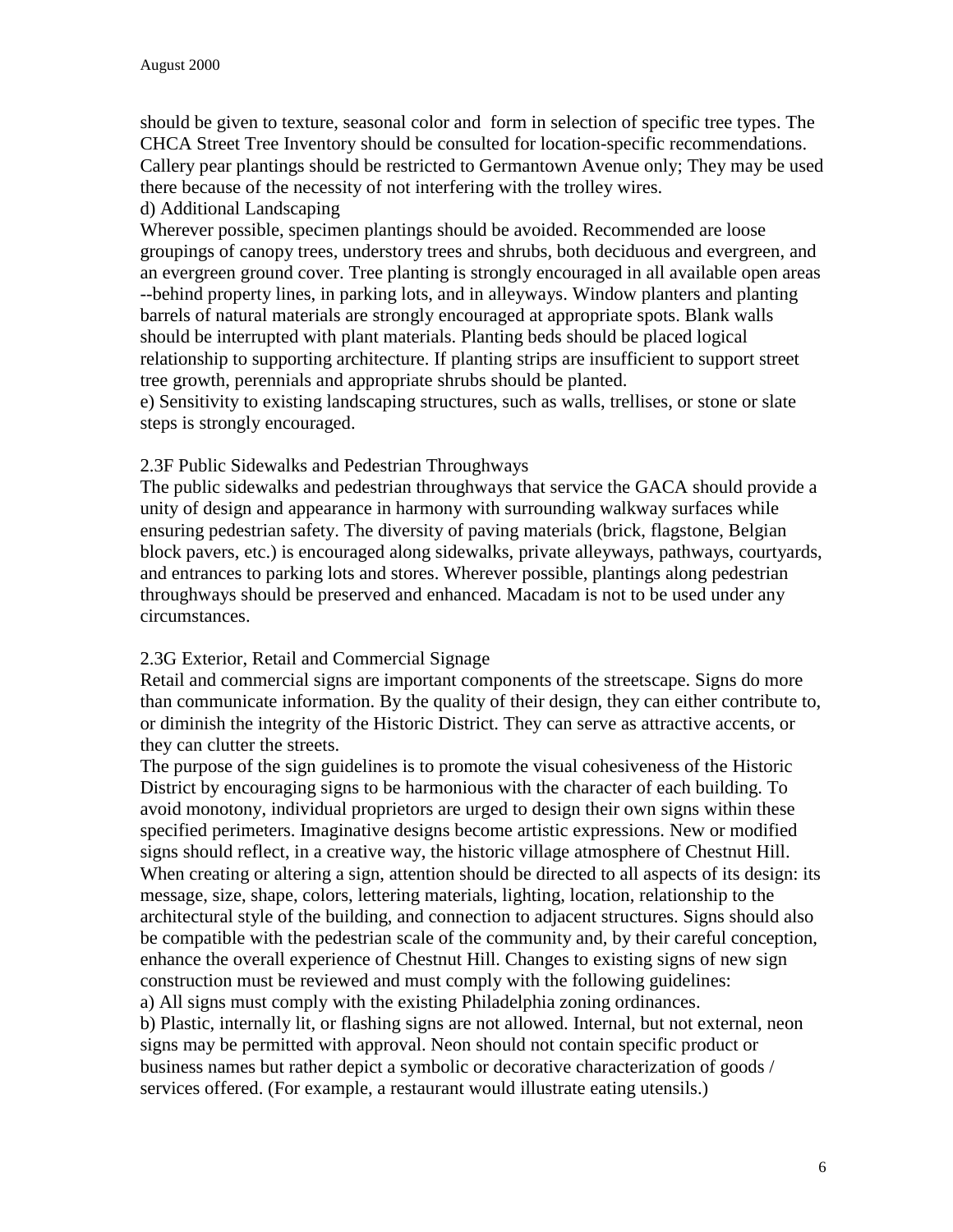should be given to texture, seasonal color and form in selection of specific tree types. The CHCA Street Tree Inventory should be consulted for location-specific recommendations. Callery pear plantings should be restricted to Germantown Avenue only; They may be used there because of the necessity of not interfering with the trolley wires.

d) Additional Landscaping

Wherever possible, specimen plantings should be avoided. Recommended are loose groupings of canopy trees, understory trees and shrubs, both deciduous and evergreen, and an evergreen ground cover. Tree planting is strongly encouraged in all available open areas --behind property lines, in parking lots, and in alleyways. Window planters and planting barrels of natural materials are strongly encouraged at appropriate spots. Blank walls should be interrupted with plant materials. Planting beds should be placed logical relationship to supporting architecture. If planting strips are insufficient to support street tree growth, perennials and appropriate shrubs should be planted.

e) Sensitivity to existing landscaping structures, such as walls, trellises, or stone or slate steps is strongly encouraged.

2.3F Public Sidewalks and Pedestrian Throughways

The public sidewalks and pedestrian throughways that service the GACA should provide a unity of design and appearance in harmony with surrounding walkway surfaces while ensuring pedestrian safety. The diversity of paving materials (brick, flagstone, Belgian block pavers, etc.) is encouraged along sidewalks, private alleyways, pathways, courtyards, and entrances to parking lots and stores. Wherever possible, plantings along pedestrian throughways should be preserved and enhanced. Macadam is not to be used under any circumstances.

2.3G Exterior, Retail and Commercial Signage

Retail and commercial signs are important components of the streetscape. Signs do more than communicate information. By the quality of their design, they can either contribute to, or diminish the integrity of the Historic District. They can serve as attractive accents, or they can clutter the streets.

The purpose of the sign guidelines is to promote the visual cohesiveness of the Historic District by encouraging signs to be harmonious with the character of each building. To avoid monotony, individual proprietors are urged to design their own signs within these specified perimeters. Imaginative designs become artistic expressions. New or modified signs should reflect, in a creative way, the historic village atmosphere of Chestnut Hill. When creating or altering a sign, attention should be directed to all aspects of its design: its message, size, shape, colors, lettering materials, lighting, location, relationship to the architectural style of the building, and connection to adjacent structures. Signs should also be compatible with the pedestrian scale of the community and, by their careful conception, enhance the overall experience of Chestnut Hill. Changes to existing signs of new sign construction must be reviewed and must comply with the following guidelines:

a) All signs must comply with the existing Philadelphia zoning ordinances.

b) Plastic, internally lit, or flashing signs are not allowed. Internal, but not external, neon signs may be permitted with approval. Neon should not contain specific product or business names but rather depict a symbolic or decorative characterization of goods / services offered. (For example, a restaurant would illustrate eating utensils.)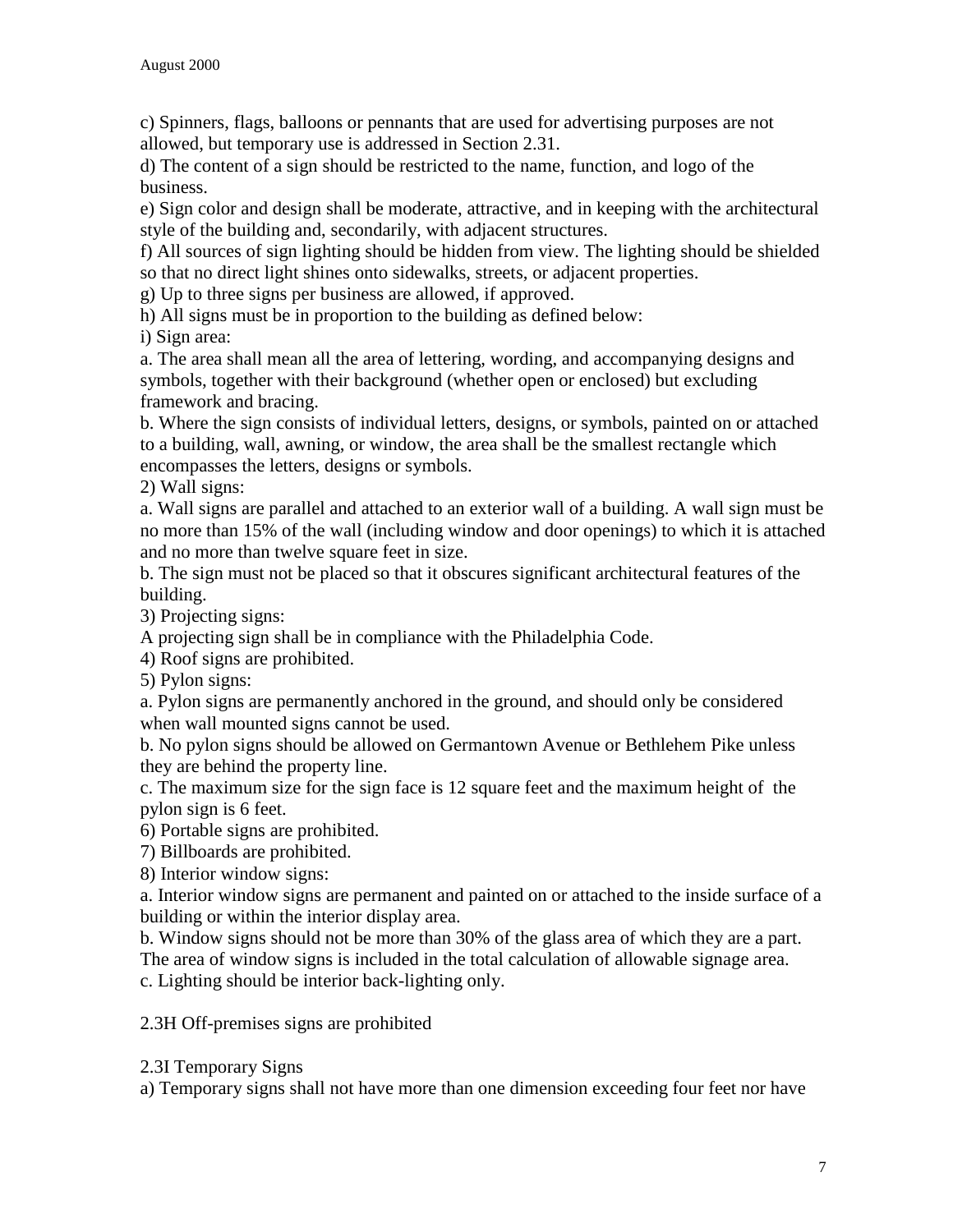c) Spinners, flags, balloons or pennants that are used for advertising purposes are not allowed, but temporary use is addressed in Section 2.31.

d) The content of a sign should be restricted to the name, function, and logo of the business.

e) Sign color and design shall be moderate, attractive, and in keeping with the architectural style of the building and, secondarily, with adjacent structures.

f) All sources of sign lighting should be hidden from view. The lighting should be shielded so that no direct light shines onto sidewalks, streets, or adjacent properties.

g) Up to three signs per business are allowed, if approved.

h) All signs must be in proportion to the building as defined below:

i) Sign area:

a. The area shall mean all the area of lettering, wording, and accompanying designs and symbols, together with their background (whether open or enclosed) but excluding framework and bracing.

b. Where the sign consists of individual letters, designs, or symbols, painted on or attached to a building, wall, awning, or window, the area shall be the smallest rectangle which encompasses the letters, designs or symbols.

2) Wall signs:

a. Wall signs are parallel and attached to an exterior wall of a building. A wall sign must be no more than 15% of the wall (including window and door openings) to which it is attached and no more than twelve square feet in size.

b. The sign must not be placed so that it obscures significant architectural features of the building.

3) Projecting signs:

A projecting sign shall be in compliance with the Philadelphia Code.

4) Roof signs are prohibited.

5) Pylon signs:

a. Pylon signs are permanently anchored in the ground, and should only be considered when wall mounted signs cannot be used.

b. No pylon signs should be allowed on Germantown Avenue or Bethlehem Pike unless they are behind the property line.

c. The maximum size for the sign face is 12 square feet and the maximum height of the pylon sign is 6 feet.

6) Portable signs are prohibited.

7) Billboards are prohibited.

8) Interior window signs:

a. Interior window signs are permanent and painted on or attached to the inside surface of a building or within the interior display area.

b. Window signs should not be more than 30% of the glass area of which they are a part. The area of window signs is included in the total calculation of allowable signage area.

c. Lighting should be interior back-lighting only.

2.3H Off-premises signs are prohibited

2.3I Temporary Signs

a) Temporary signs shall not have more than one dimension exceeding four feet nor have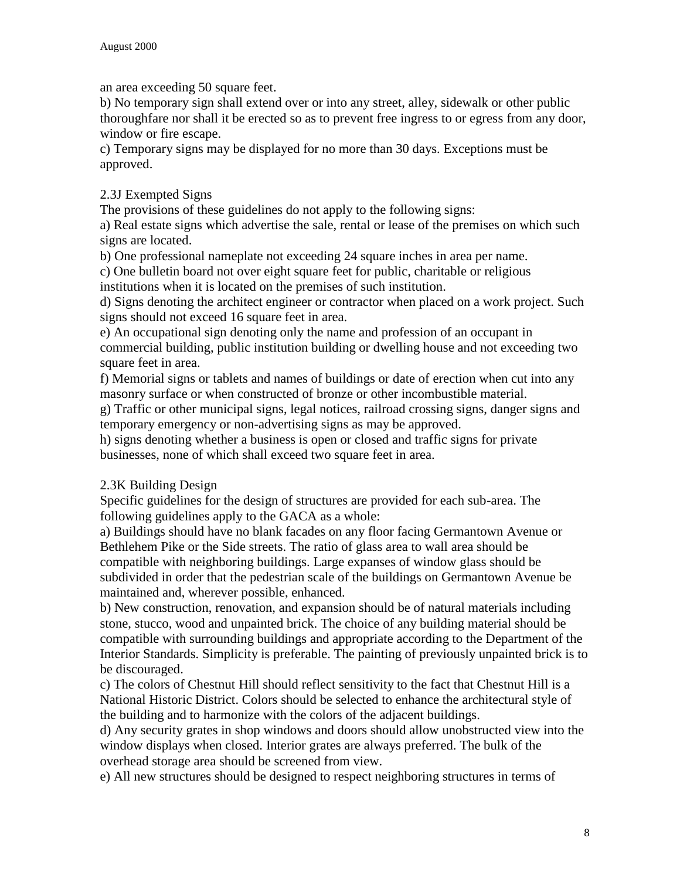an area exceeding 50 square feet.

b) No temporary sign shall extend over or into any street, alley, sidewalk or other public thoroughfare nor shall it be erected so as to prevent free ingress to or egress from any door, window or fire escape.

c) Temporary signs may be displayed for no more than 30 days. Exceptions must be approved.

2.3J Exempted Signs

The provisions of these guidelines do not apply to the following signs:

a) Real estate signs which advertise the sale, rental or lease of the premises on which such signs are located.

b) One professional nameplate not exceeding 24 square inches in area per name.

c) One bulletin board not over eight square feet for public, charitable or religious institutions when it is located on the premises of such institution.

d) Signs denoting the architect engineer or contractor when placed on a work project. Such signs should not exceed 16 square feet in area.

e) An occupational sign denoting only the name and profession of an occupant in commercial building, public institution building or dwelling house and not exceeding two square feet in area.

f) Memorial signs or tablets and names of buildings or date of erection when cut into any masonry surface or when constructed of bronze or other incombustible material.

g) Traffic or other municipal signs, legal notices, railroad crossing signs, danger signs and temporary emergency or non-advertising signs as may be approved.

h) signs denoting whether a business is open or closed and traffic signs for private businesses, none of which shall exceed two square feet in area.

2.3K Building Design

Specific guidelines for the design of structures are provided for each sub-area. The following guidelines apply to the GACA as a whole:

a) Buildings should have no blank facades on any floor facing Germantown Avenue or Bethlehem Pike or the Side streets. The ratio of glass area to wall area should be compatible with neighboring buildings. Large expanses of window glass should be subdivided in order that the pedestrian scale of the buildings on Germantown Avenue be maintained and, wherever possible, enhanced.

b) New construction, renovation, and expansion should be of natural materials including stone, stucco, wood and unpainted brick. The choice of any building material should be compatible with surrounding buildings and appropriate according to the Department of the Interior Standards. Simplicity is preferable. The painting of previously unpainted brick is to be discouraged.

c) The colors of Chestnut Hill should reflect sensitivity to the fact that Chestnut Hill is a National Historic District. Colors should be selected to enhance the architectural style of the building and to harmonize with the colors of the adjacent buildings.

d) Any security grates in shop windows and doors should allow unobstructed view into the window displays when closed. Interior grates are always preferred. The bulk of the overhead storage area should be screened from view.

e) All new structures should be designed to respect neighboring structures in terms of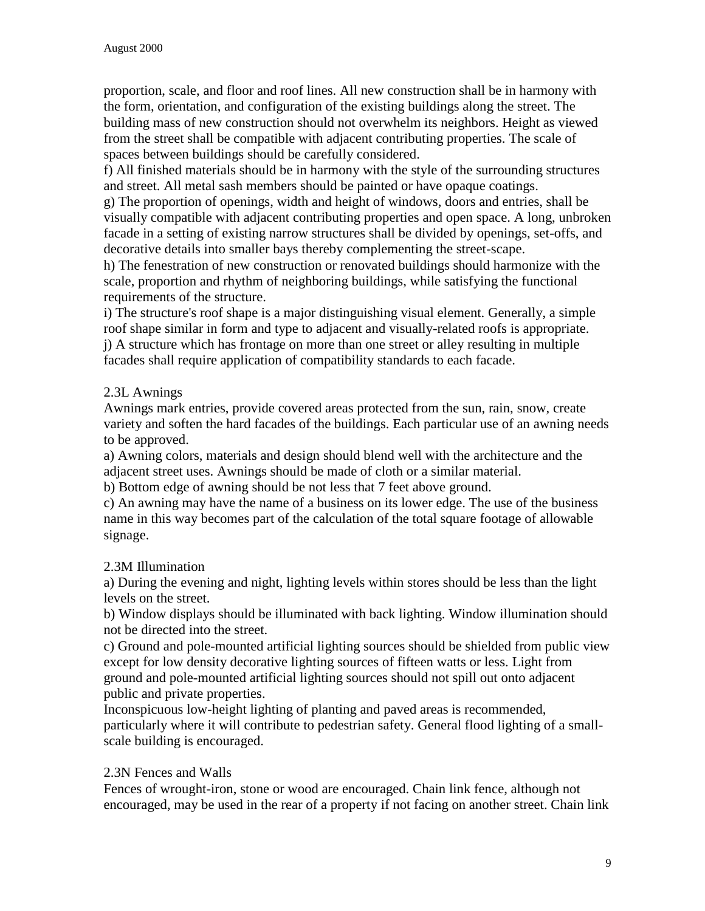proportion, scale, and floor and roof lines. All new construction shall be in harmony with the form, orientation, and configuration of the existing buildings along the street. The building mass of new construction should not overwhelm its neighbors. Height as viewed from the street shall be compatible with adjacent contributing properties. The scale of spaces between buildings should be carefully considered.

f) All finished materials should be in harmony with the style of the surrounding structures and street. All metal sash members should be painted or have opaque coatings.

g) The proportion of openings, width and height of windows, doors and entries, shall be visually compatible with adjacent contributing properties and open space. A long, unbroken facade in a setting of existing narrow structures shall be divided by openings, set-offs, and decorative details into smaller bays thereby complementing the street-scape.

h) The fenestration of new construction or renovated buildings should harmonize with the scale, proportion and rhythm of neighboring buildings, while satisfying the functional requirements of the structure.

i) The structure's roof shape is a major distinguishing visual element. Generally, a simple roof shape similar in form and type to adjacent and visually-related roofs is appropriate.

j) A structure which has frontage on more than one street or alley resulting in multiple facades shall require application of compatibility standards to each facade.

## 2.3L Awnings

Awnings mark entries, provide covered areas protected from the sun, rain, snow, create variety and soften the hard facades of the buildings. Each particular use of an awning needs to be approved.

a) Awning colors, materials and design should blend well with the architecture and the adjacent street uses. Awnings should be made of cloth or a similar material.

b) Bottom edge of awning should be not less that 7 feet above ground.

c) An awning may have the name of a business on its lower edge. The use of the business name in this way becomes part of the calculation of the total square footage of allowable signage.

## 2.3M Illumination

a) During the evening and night, lighting levels within stores should be less than the light levels on the street.

b) Window displays should be illuminated with back lighting. Window illumination should not be directed into the street.

c) Ground and pole-mounted artificial lighting sources should be shielded from public view except for low density decorative lighting sources of fifteen watts or less. Light from ground and pole-mounted artificial lighting sources should not spill out onto adjacent public and private properties.

Inconspicuous low-height lighting of planting and paved areas is recommended, particularly where it will contribute to pedestrian safety. General flood lighting of a small-scale building is encouraged.

## 2.3N Fences and Walls

Fences of wrought-iron, stone or wood are encouraged. Chain link fence, although not encouraged, may be used in the rear of a property if not facing on another street. Chain link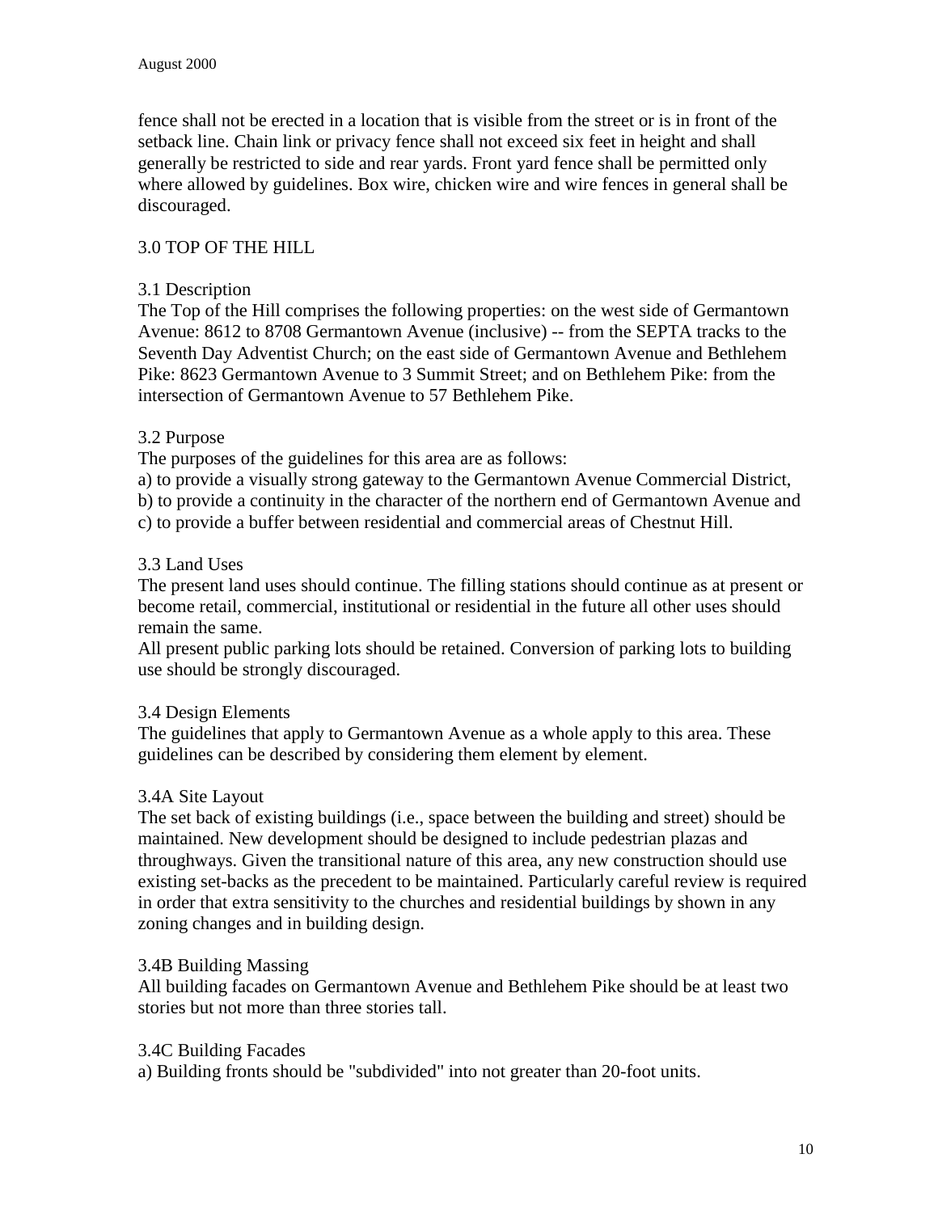fence shall not be erected in a location that is visible from the street or is in front of the setback line. Chain link or privacy fence shall not exceed six feet in height and shall generally be restricted to side and rear yards. Front yard fence shall be permitted only where allowed by guidelines. Box wire, chicken wire and wire fences in general shall be discouraged.

## 3.0 TOP OF THE HILL

### 3.1 Description

The Top of the Hill comprises the following properties: on the west side of Germantown Avenue: 8612 to 8708 Germantown Avenue (inclusive) -- from the SEPTA tracks to the Seventh Day Adventist Church; on the east side of Germantown Avenue and Bethlehem Pike: 8623 Germantown Avenue to 3 Summit Street; and on Bethlehem Pike: from the intersection of Germantown Avenue to 57 Bethlehem Pike.

### 3.2 Purpose

The purposes of the guidelines for this area are as follows:

a) to provide a visually strong gateway to the Germantown Avenue Commercial District,
b) to provide a continuity in the character of the northern end of Germantown Avenue and
c) to provide a buffer between residential and commercial areas of Chestnut Hill.

### 3.3 Land Uses

The present land uses should continue. The filling stations should continue as at present or become retail, commercial, institutional or residential in the future all other uses should remain the same.

All present public parking lots should be retained. Conversion of parking lots to building use should be strongly discouraged.

### 3.4 Design Elements

The guidelines that apply to Germantown Avenue as a whole apply to this area. These guidelines can be described by considering them element by element.

#### 3.4A Site Layout

The set back of existing buildings (i.e., space between the building and street) should be maintained. New development should be designed to include pedestrian plazas and throughways. Given the transitional nature of this area, any new construction should use existing set-backs as the precedent to be maintained. Particularly careful review is required in order that extra sensitivity to the churches and residential buildings by shown in any zoning changes and in building design.

#### 3.4B Building Massing

All building facades on Germantown Avenue and Bethlehem Pike should be at least two stories but not more than three stories tall.

#### 3.4C Building Facades

a) Building fronts should be "subdivided" into not greater than 20-foot units.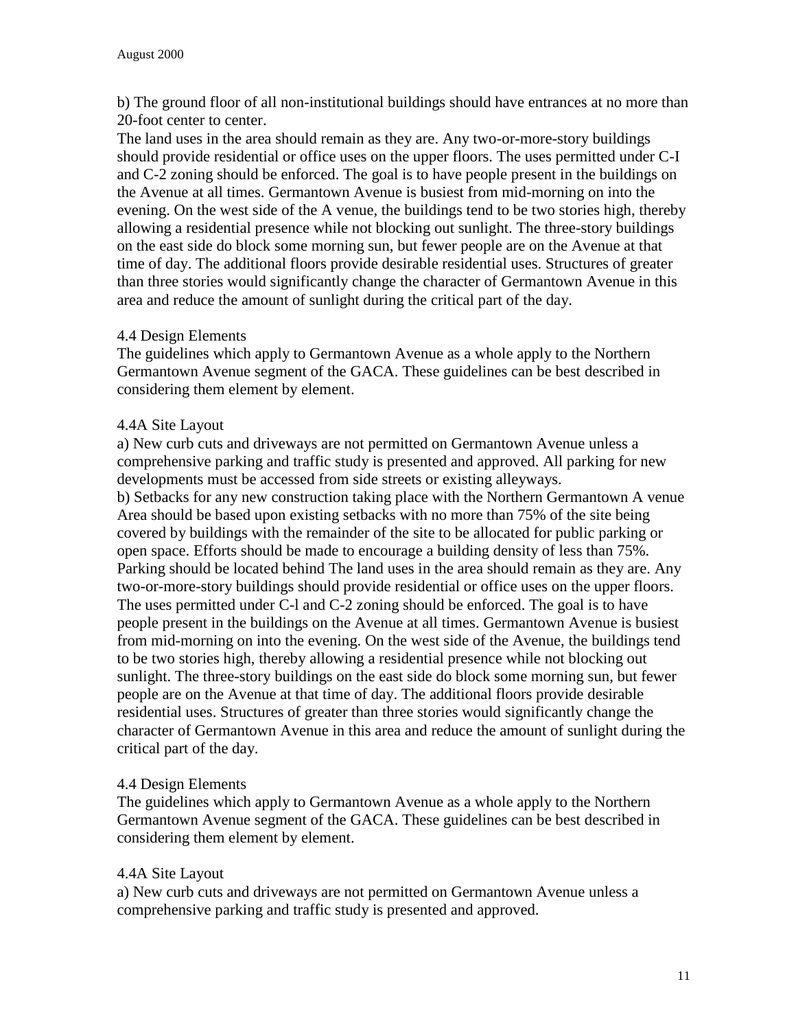b) The ground floor of all non-institutional buildings should have entrances at no more than 20-foot center to center.

The land uses in the area should remain as they are. Any two-or-more-story buildings should provide residential or office uses on the upper floors. The uses permitted under C-I and C-2 zoning should be enforced. The goal is to have people present in the buildings on the Avenue at all times. Germantown Avenue is busiest from mid-morning on into the evening. On the west side of the A venue, the buildings tend to be two stories high, thereby allowing a residential presence while not blocking out sunlight. The three-story buildings on the east side do block some morning sun, but fewer people are on the Avenue at that time of day. The additional floors provide desirable residential uses. Structures of greater than three stories would significantly change the character of Germantown Avenue in this area and reduce the amount of sunlight during the critical part of the day.

4.4 Design Elements

The guidelines which apply to Germantown Avenue as a whole apply to the Northern Germantown Avenue segment of the GACA. These guidelines can be best described in considering them element by element.

4.4A Site Layout

a) New curb cuts and driveways are not permitted on Germantown Avenue unless a comprehensive parking and traffic study is presented and approved. All parking for new developments must be accessed from side streets or existing alleyways.

b) Setbacks for any new construction taking place with the Northern Germantown A venue Area should be based upon existing setbacks with no more than 75% of the site being covered by buildings with the remainder of the site to be allocated for public parking or open space. Efforts should be made to encourage a building density of less than 75%. Parking should be located behind The land uses in the area should remain as they are. Any two-or-more-story buildings should provide residential or office uses on the upper floors. The uses permitted under C-l and C-2 zoning should be enforced. The goal is to have people present in the buildings on the Avenue at all times. Germantown Avenue is busiest from mid-morning on into the evening. On the west side of the Avenue, the buildings tend to be two stories high, thereby allowing a residential presence while not blocking out sunlight. The three-story buildings on the east side do block some morning sun, but fewer people are on the Avenue at that time of day. The additional floors provide desirable residential uses. Structures of greater than three stories would significantly change the character of Germantown Avenue in this area and reduce the amount of sunlight during the critical part of the day.

4.4 Design Elements

The guidelines which apply to Germantown Avenue as a whole apply to the Northern Germantown Avenue segment of the GACA. These guidelines can be best described in considering them element by element.

4.4A Site Layout

a) New curb cuts and driveways are not permitted on Germantown Avenue unless a comprehensive parking and traffic study is presented and approved.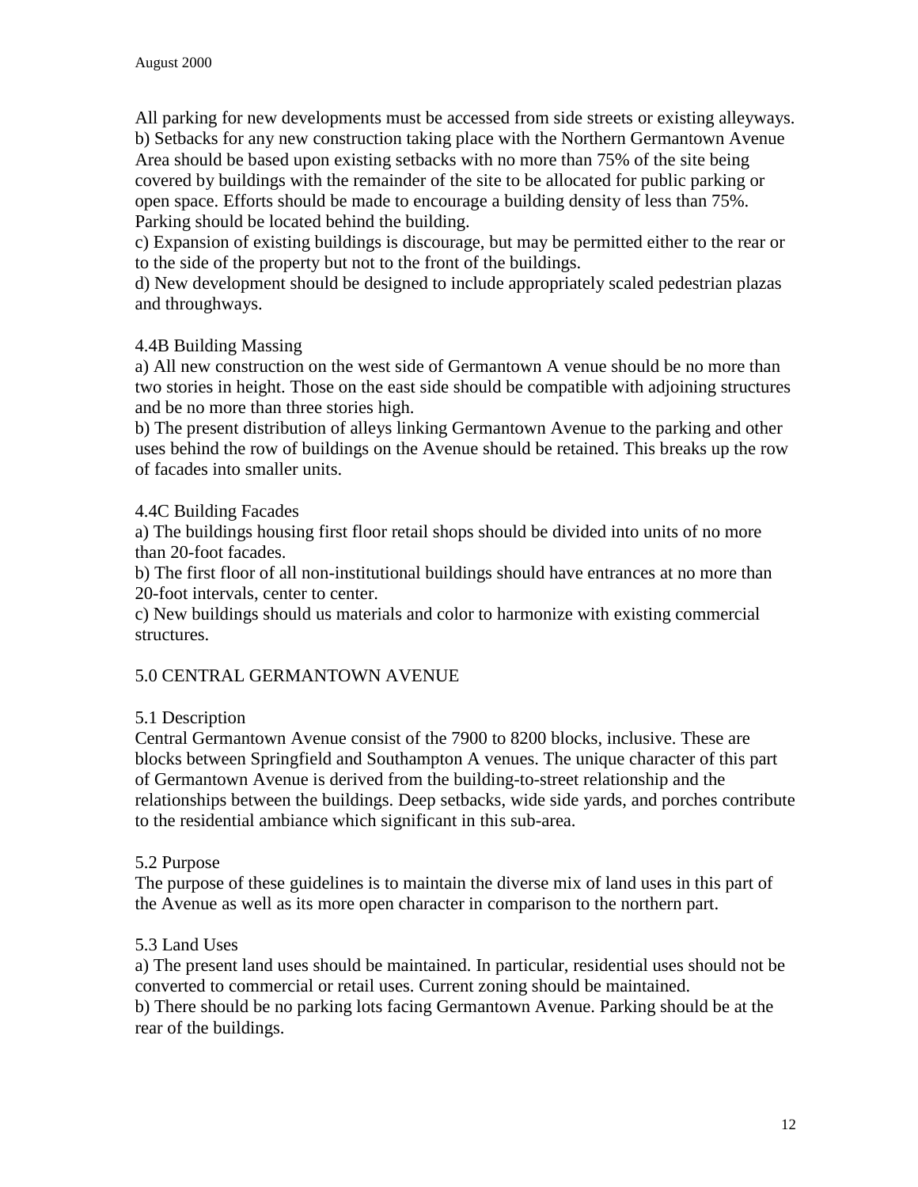All parking for new developments must be accessed from side streets or existing alleyways.
b) Setbacks for any new construction taking place with the Northern Germantown Avenue Area should be based upon existing setbacks with no more than 75% of the site being covered by buildings with the remainder of the site to be allocated for public parking or open space. Efforts should be made to encourage a building density of less than 75%. Parking should be located behind the building.
c) Expansion of existing buildings is discourage, but may be permitted either to the rear or to the side of the property but not to the front of the buildings.
d) New development should be designed to include appropriately scaled pedestrian plazas and throughways.

### 4.4B Building Massing

a) All new construction on the west side of Germantown A venue should be no more than two stories in height. Those on the east side should be compatible with adjoining structures and be no more than three stories high.
b) The present distribution of alleys linking Germantown Avenue to the parking and other uses behind the row of buildings on the Avenue should be retained. This breaks up the row of facades into smaller units.

### 4.4C Building Facades

a) The buildings housing first floor retail shops should be divided into units of no more than 20-foot facades.
b) The first floor of all non-institutional buildings should have entrances at no more than 20-foot intervals, center to center.
c) New buildings should us materials and color to harmonize with existing commercial structures.

## 5.0 CENTRAL GERMANTOWN AVENUE

### 5.1 Description

Central Germantown Avenue consist of the 7900 to 8200 blocks, inclusive. These are blocks between Springfield and Southampton A venues. The unique character of this part of Germantown Avenue is derived from the building-to-street relationship and the relationships between the buildings. Deep setbacks, wide side yards, and porches contribute to the residential ambiance which significant in this sub-area.

### 5.2 Purpose

The purpose of these guidelines is to maintain the diverse mix of land uses in this part of the Avenue as well as its more open character in comparison to the northern part.

### 5.3 Land Uses

a) The present land uses should be maintained. In particular, residential uses should not be converted to commercial or retail uses. Current zoning should be maintained.
b) There should be no parking lots facing Germantown Avenue. Parking should be at the rear of the buildings.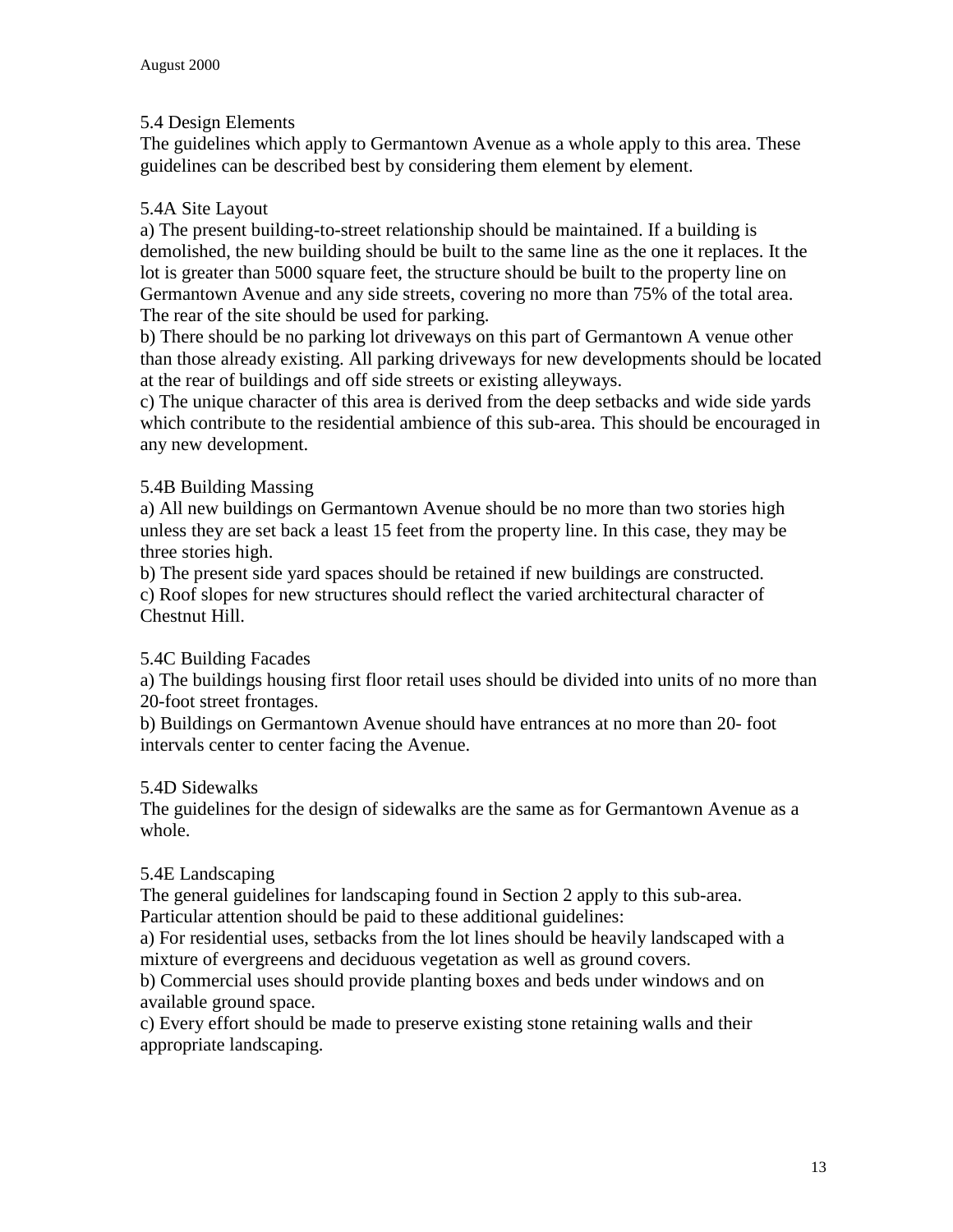## 5.4 Design Elements

The guidelines which apply to Germantown Avenue as a whole apply to this area. These guidelines can be described best by considering them element by element.

### 5.4A Site Layout

a) The present building-to-street relationship should be maintained. If a building is demolished, the new building should be built to the same line as the one it replaces. It the lot is greater than 5000 square feet, the structure should be built to the property line on Germantown Avenue and any side streets, covering no more than 75% of the total area. The rear of the site should be used for parking.

b) There should be no parking lot driveways on this part of Germantown A venue other than those already existing. All parking driveways for new developments should be located at the rear of buildings and off side streets or existing alleyways.

c) The unique character of this area is derived from the deep setbacks and wide side yards which contribute to the residential ambience of this sub-area. This should be encouraged in any new development.

### 5.4B Building Massing

a) All new buildings on Germantown Avenue should be no more than two stories high unless they are set back a least 15 feet from the property line. In this case, they may be three stories high.

b) The present side yard spaces should be retained if new buildings are constructed.

c) Roof slopes for new structures should reflect the varied architectural character of Chestnut Hill.

### 5.4C Building Facades

a) The buildings housing first floor retail uses should be divided into units of no more than 20-foot street frontages.

b) Buildings on Germantown Avenue should have entrances at no more than 20- foot intervals center to center facing the Avenue.

### 5.4D Sidewalks

The guidelines for the design of sidewalks are the same as for Germantown Avenue as a whole.

### 5.4E Landscaping

The general guidelines for landscaping found in Section 2 apply to this sub-area. Particular attention should be paid to these additional guidelines:

a) For residential uses, setbacks from the lot lines should be heavily landscaped with a mixture of evergreens and deciduous vegetation as well as ground covers.

b) Commercial uses should provide planting boxes and beds under windows and on available ground space.

c) Every effort should be made to preserve existing stone retaining walls and their appropriate landscaping.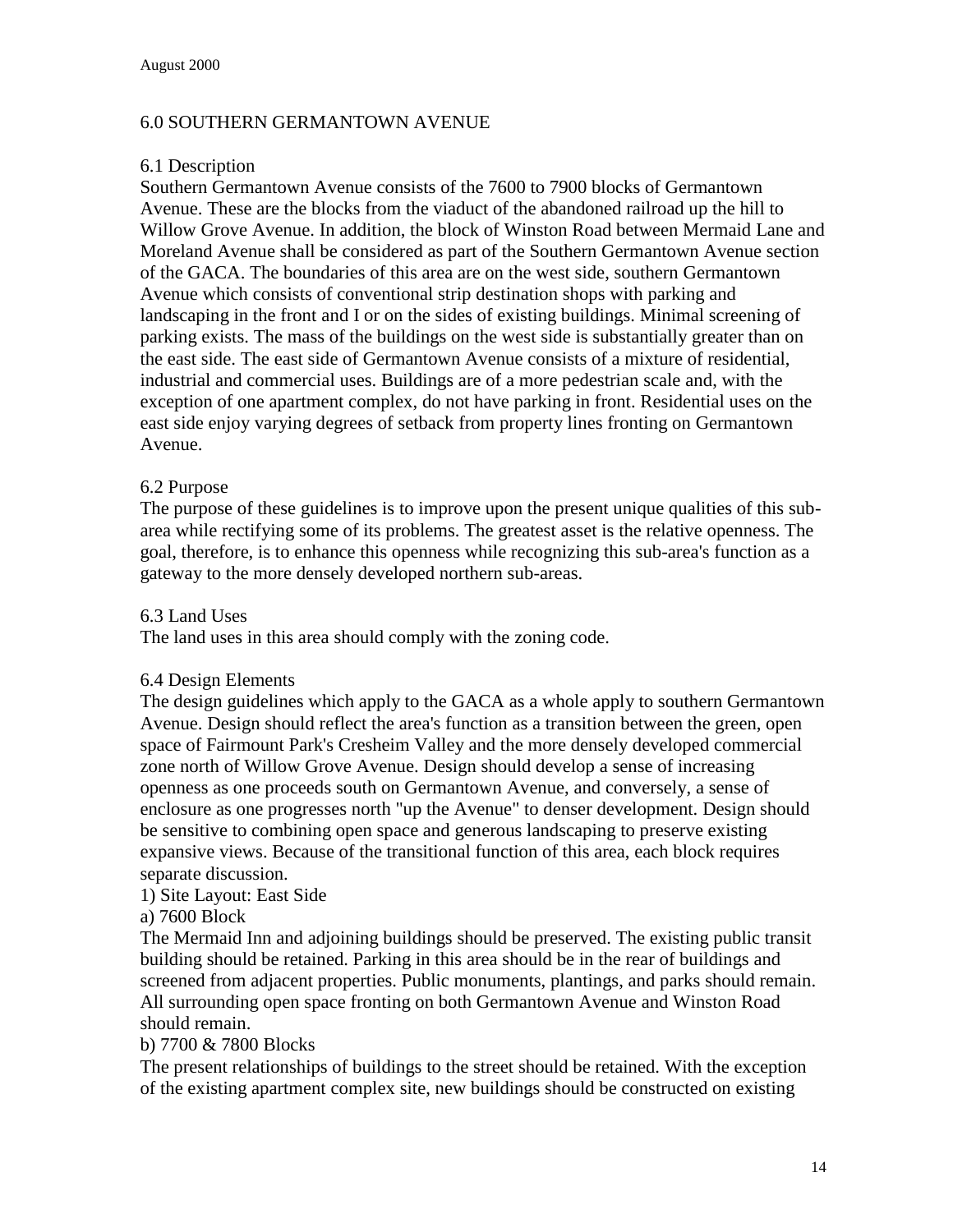## 6.0 SOUTHERN GERMANTOWN AVENUE

### 6.1 Description

Southern Germantown Avenue consists of the 7600 to 7900 blocks of Germantown Avenue. These are the blocks from the viaduct of the abandoned railroad up the hill to Willow Grove Avenue. In addition, the block of Winston Road between Mermaid Lane and Moreland Avenue shall be considered as part of the Southern Germantown Avenue section of the GACA. The boundaries of this area are on the west side, southern Germantown Avenue which consists of conventional strip destination shops with parking and landscaping in the front and I or on the sides of existing buildings. Minimal screening of parking exists. The mass of the buildings on the west side is substantially greater than on the east side. The east side of Germantown Avenue consists of a mixture of residential, industrial and commercial uses. Buildings are of a more pedestrian scale and, with the exception of one apartment complex, do not have parking in front. Residential uses on the east side enjoy varying degrees of setback from property lines fronting on Germantown Avenue.

### 6.2 Purpose

The purpose of these guidelines is to improve upon the present unique qualities of this sub-area while rectifying some of its problems. The greatest asset is the relative openness. The goal, therefore, is to enhance this openness while recognizing this sub-area's function as a gateway to the more densely developed northern sub-areas.

### 6.3 Land Uses

The land uses in this area should comply with the zoning code.

### 6.4 Design Elements

The design guidelines which apply to the GACA as a whole apply to southern Germantown Avenue. Design should reflect the area's function as a transition between the green, open space of Fairmount Park's Cresheim Valley and the more densely developed commercial zone north of Willow Grove Avenue. Design should develop a sense of increasing openness as one proceeds south on Germantown Avenue, and conversely, a sense of enclosure as one progresses north "up the Avenue" to denser development. Design should be sensitive to combining open space and generous landscaping to preserve existing expansive views. Because of the transitional function of this area, each block requires separate discussion.

1) Site Layout: East Side

a) 7600 Block

The Mermaid Inn and adjoining buildings should be preserved. The existing public transit building should be retained. Parking in this area should be in the rear of buildings and screened from adjacent properties. Public monuments, plantings, and parks should remain. All surrounding open space fronting on both Germantown Avenue and Winston Road should remain.

b) 7700 & 7800 Blocks

The present relationships of buildings to the street should be retained. With the exception of the existing apartment complex site, new buildings should be constructed on existing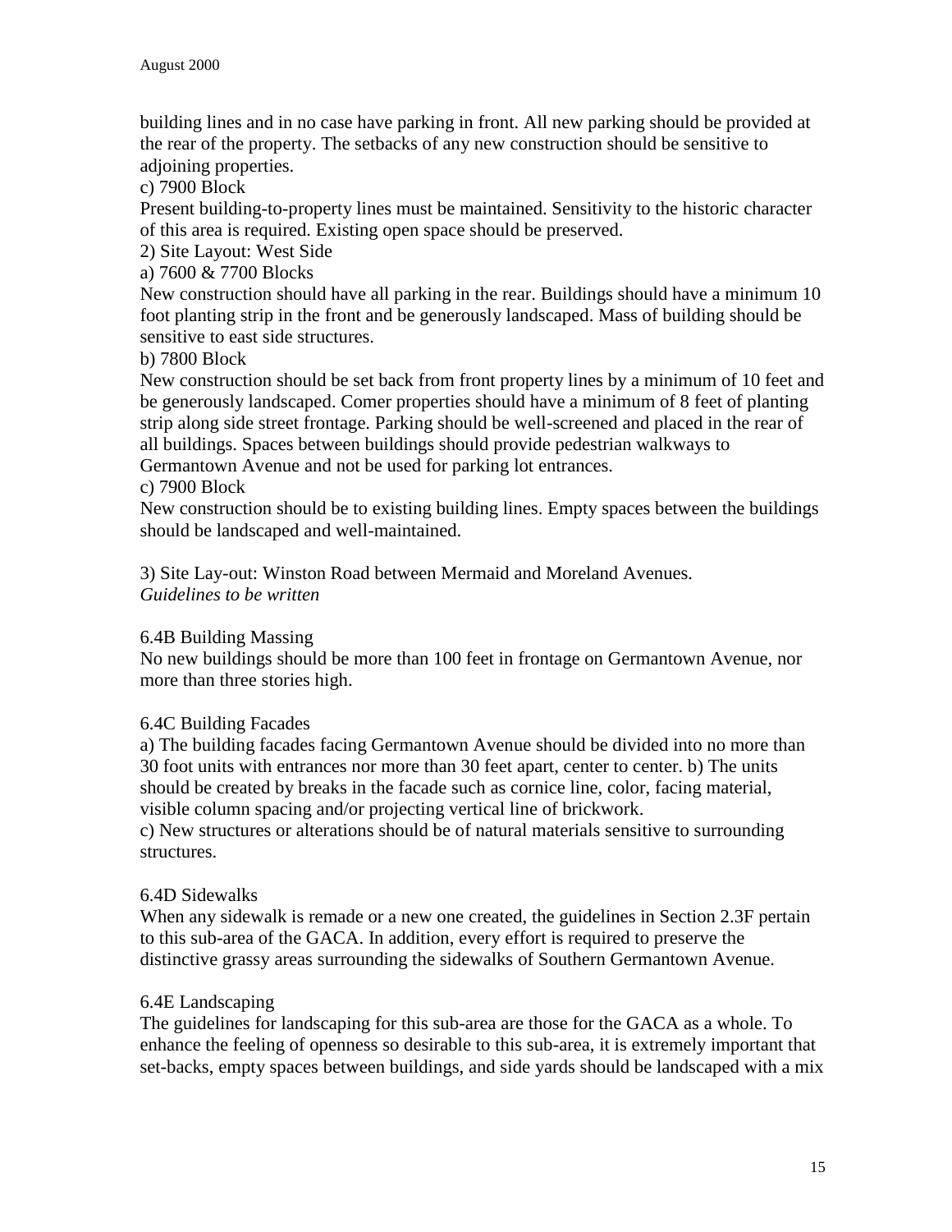building lines and in no case have parking in front. All new parking should be provided at the rear of the property. The setbacks of any new construction should be sensitive to adjoining properties.

c) 7900 Block

Present building-to-property lines must be maintained. Sensitivity to the historic character of this area is required. Existing open space should be preserved.

2) Site Layout: West Side

a) 7600 & 7700 Blocks

New construction should have all parking in the rear. Buildings should have a minimum 10 foot planting strip in the front and be generously landscaped. Mass of building should be sensitive to east side structures.

b) 7800 Block

New construction should be set back from front property lines by a minimum of 10 feet and be generously landscaped. Comer properties should have a minimum of 8 feet of planting strip along side street frontage. Parking should be well-screened and placed in the rear of all buildings. Spaces between buildings should provide pedestrian walkways to Germantown Avenue and not be used for parking lot entrances.

c) 7900 Block

New construction should be to existing building lines. Empty spaces between the buildings should be landscaped and well-maintained.

3) Site Lay-out: Winston Road between Mermaid and Moreland Avenues.

*Guidelines to be written*

6.4B Building Massing

No new buildings should be more than 100 feet in frontage on Germantown Avenue, nor more than three stories high.

6.4C Building Facades

a) The building facades facing Germantown Avenue should be divided into no more than 30 foot units with entrances nor more than 30 feet apart, center to center. b) The units should be created by breaks in the facade such as cornice line, color, facing material, visible column spacing and/or projecting vertical line of brickwork.

c) New structures or alterations should be of natural materials sensitive to surrounding structures.

6.4D Sidewalks

When any sidewalk is remade or a new one created, the guidelines in Section 2.3F pertain to this sub-area of the GACA. In addition, every effort is required to preserve the distinctive grassy areas surrounding the sidewalks of Southern Germantown Avenue.

6.4E Landscaping

The guidelines for landscaping for this sub-area are those for the GACA as a whole. To enhance the feeling of openness so desirable to this sub-area, it is extremely important that set-backs, empty spaces between buildings, and side yards should be landscaped with a mix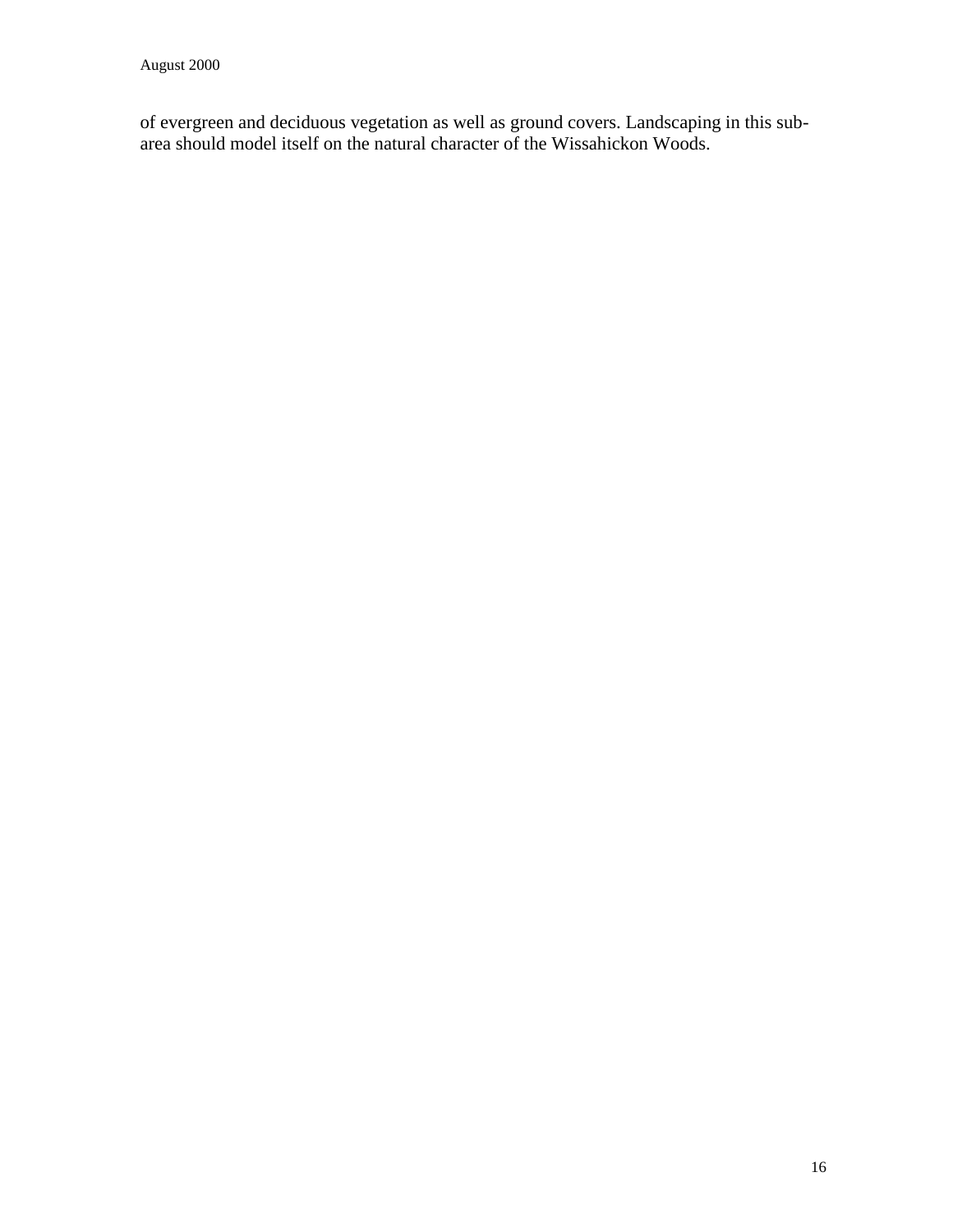of evergreen and deciduous vegetation as well as ground covers. Landscaping in this sub-area should model itself on the natural character of the Wissahickon Woods.